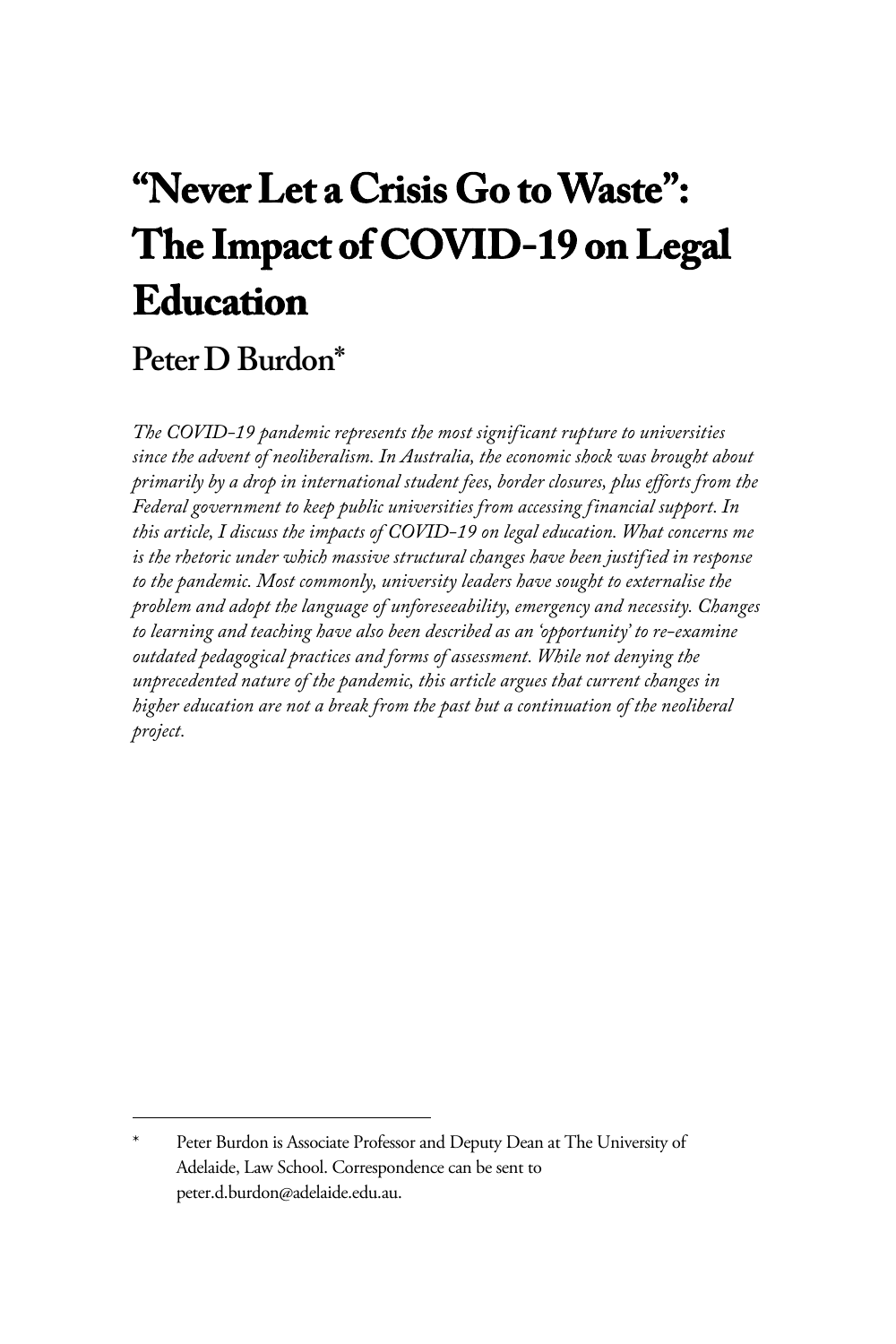# "Never Let a Crisis Go to Waste": The Impact of COVID-19 on Legal Education

## Peter D Burdon*

*The COVID-19 pandemic represents the most significant rupture to universities since the advent of neoliberalism. In Australia, the economic shock was brought about primarily by a drop in international student fees, border closures, plus efforts from the Federal government to keep public universities from accessing financial support. In this article, I discuss the impacts of COVID-19 on legal education. What concerns me is the rhetoric under which massive structural changes have been justified in response to the pandemic. Most commonly, university leaders have sought to externalise the problem and adopt the language of unforeseeability, emergency and necessity. Changes to learning and teaching have also been described as an 'opportunity' to re-examine outdated pedagogical practices and forms of assessment. While not denying the unprecedented nature of the pandemic, this article argues that current changes in higher education are not a break from the past but a continuation of the neoliberal project.*

---

\* Peter Burdon is Associate Professor and Deputy Dean at The University of Adelaide, Law School. Correspondence can be sent to peter.d.burdon@adelaide.edu.au.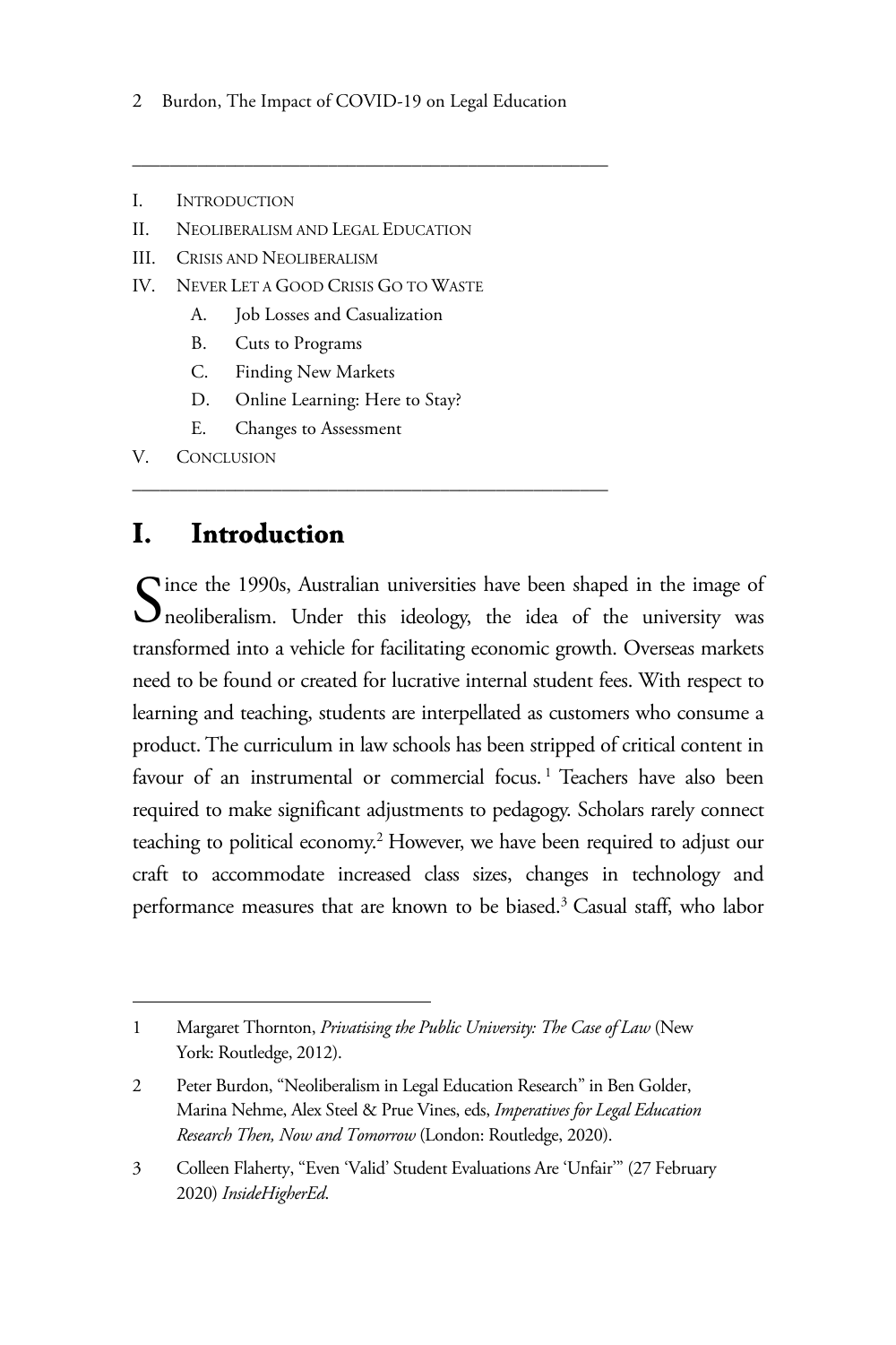I. Introduction
II. Neoliberalism and Legal Education
III. Crisis and Neoliberalism
IV. Never Let a Good Crisis Go to Waste
   A. Job Losses and Casualization
   B. Cuts to Programs
   C. Finding New Markets
   D. Online Learning: Here to Stay?
   E. Changes to Assessment
V. Conclusion

# I. Introduction

Since the 1990s, Australian universities have been shaped in the image of neoliberalism. Under this ideology, the idea of the university was transformed into a vehicle for facilitating economic growth. Overseas markets need to be found or created for lucrative internal student fees. With respect to learning and teaching, students are interpellated as customers who consume a product. The curriculum in law schools has been stripped of critical content in favour of an instrumental or commercial focus.[1] Teachers have also been required to make significant adjustments to pedagogy. Scholars rarely connect teaching to political economy.[2] However, we have been required to adjust our craft to accommodate increased class sizes, changes in technology and performance measures that are known to be biased.[3] Casual staff, who labor

---

1 Margaret Thornton, *Privatising the Public University: The Case of Law* (New York: Routledge, 2012).

2 Peter Burdon, "Neoliberalism in Legal Education Research" in Ben Golder, Marina Nehme, Alex Steel & Prue Vines, eds, *Imperatives for Legal Education Research Then, Now and Tomorrow* (London: Routledge, 2020).

3 Colleen Flaherty, "Even 'Valid' Student Evaluations Are 'Unfair'" (27 February 2020) *InsideHigherEd*.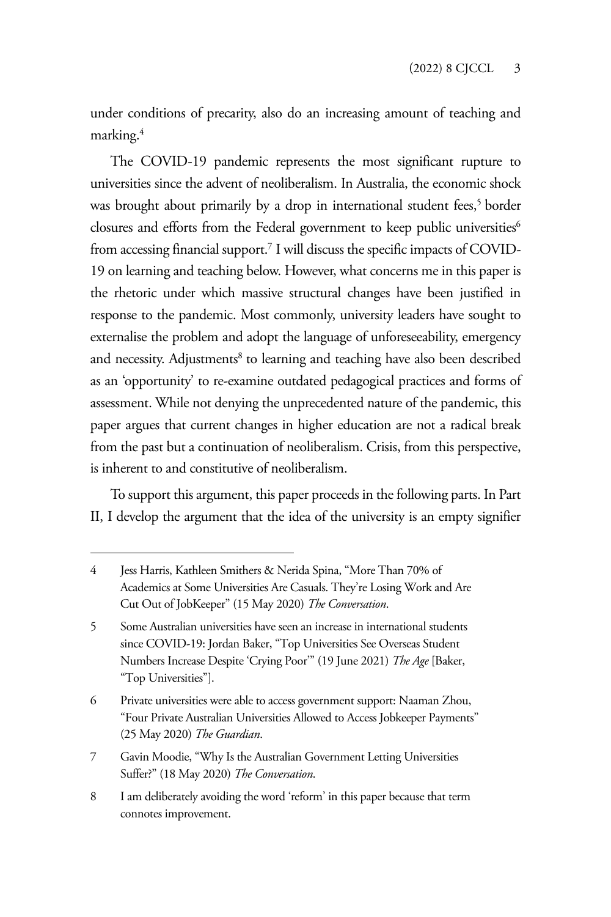under conditions of precarity, also do an increasing amount of teaching and marking.[4]

The COVID-19 pandemic represents the most significant rupture to universities since the advent of neoliberalism. In Australia, the economic shock was brought about primarily by a drop in international student fees,[5] border closures and efforts from the Federal government to keep public universities[6] from accessing financial support.[7] I will discuss the specific impacts of COVID-19 on learning and teaching below. However, what concerns me in this paper is the rhetoric under which massive structural changes have been justified in response to the pandemic. Most commonly, university leaders have sought to externalise the problem and adopt the language of unforeseeability, emergency and necessity. Adjustments[8] to learning and teaching have also been described as an 'opportunity' to re-examine outdated pedagogical practices and forms of assessment. While not denying the unprecedented nature of the pandemic, this paper argues that current changes in higher education are not a radical break from the past but a continuation of neoliberalism. Crisis, from this perspective, is inherent to and constitutive of neoliberalism.

To support this argument, this paper proceeds in the following parts. In Part II, I develop the argument that the idea of the university is an empty signifier

---

4 Jess Harris, Kathleen Smithers & Nerida Spina, "More Than 70% of Academics at Some Universities Are Casuals. They're Losing Work and Are Cut Out of JobKeeper" (15 May 2020) *The Conversation*.

5 Some Australian universities have seen an increase in international students since COVID-19: Jordan Baker, "Top Universities See Overseas Student Numbers Increase Despite 'Crying Poor'" (19 June 2021) *The Age* [Baker, "Top Universities"].

6 Private universities were able to access government support: Naaman Zhou, "Four Private Australian Universities Allowed to Access Jobkeeper Payments" (25 May 2020) *The Guardian*.

7 Gavin Moodie, "Why Is the Australian Government Letting Universities Suffer?" (18 May 2020) *The Conversation*.

8 I am deliberately avoiding the word 'reform' in this paper because that term connotes improvement.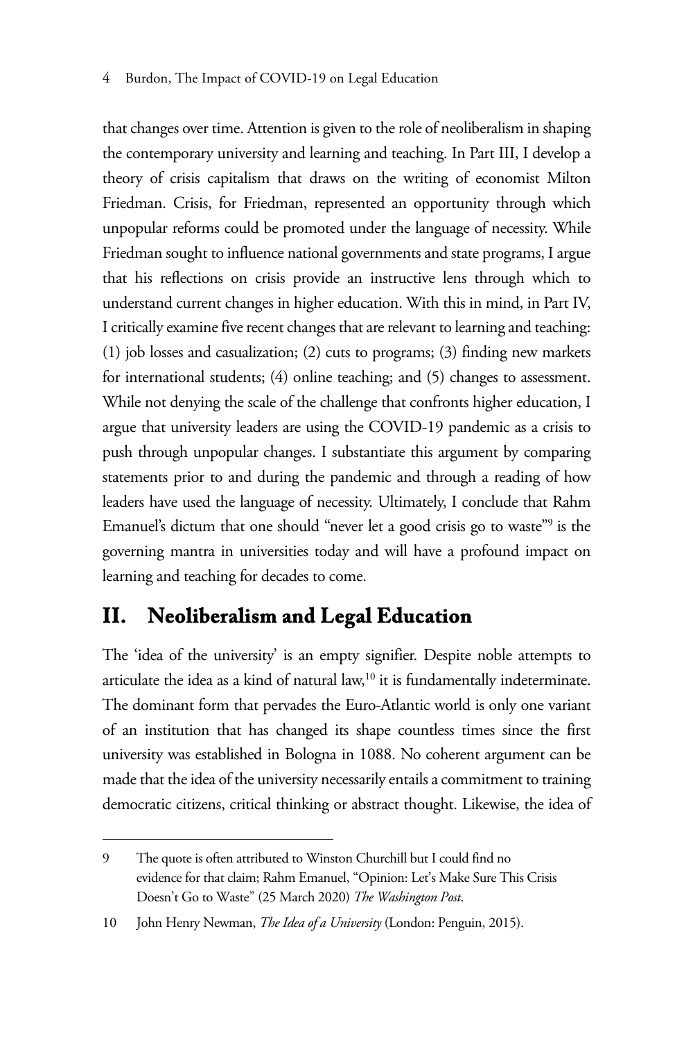that changes over time. Attention is given to the role of neoliberalism in shaping the contemporary university and learning and teaching. In Part III, I develop a theory of crisis capitalism that draws on the writing of economist Milton Friedman. Crisis, for Friedman, represented an opportunity through which unpopular reforms could be promoted under the language of necessity. While Friedman sought to influence national governments and state programs, I argue that his reflections on crisis provide an instructive lens through which to understand current changes in higher education. With this in mind, in Part IV, I critically examine five recent changes that are relevant to learning and teaching: (1) job losses and casualization; (2) cuts to programs; (3) finding new markets for international students; (4) online teaching; and (5) changes to assessment. While not denying the scale of the challenge that confronts higher education, I argue that university leaders are using the COVID-19 pandemic as a crisis to push through unpopular changes. I substantiate this argument by comparing statements prior to and during the pandemic and through a reading of how leaders have used the language of necessity. Ultimately, I conclude that Rahm Emanuel's dictum that one should "never let a good crisis go to waste"[9] is the governing mantra in universities today and will have a profound impact on learning and teaching for decades to come.

## II. Neoliberalism and Legal Education

The 'idea of the university' is an empty signifier. Despite noble attempts to articulate the idea as a kind of natural law,[10] it is fundamentally indeterminate. The dominant form that pervades the Euro-Atlantic world is only one variant of an institution that has changed its shape countless times since the first university was established in Bologna in 1088. No coherent argument can be made that the idea of the university necessarily entails a commitment to training democratic citizens, critical thinking or abstract thought. Likewise, the idea of

---

9 The quote is often attributed to Winston Churchill but I could find no evidence for that claim; Rahm Emanuel, "Opinion: Let's Make Sure This Crisis Doesn't Go to Waste" (25 March 2020) *The Washington Post*.

10 John Henry Newman, *The Idea of a University* (London: Penguin, 2015).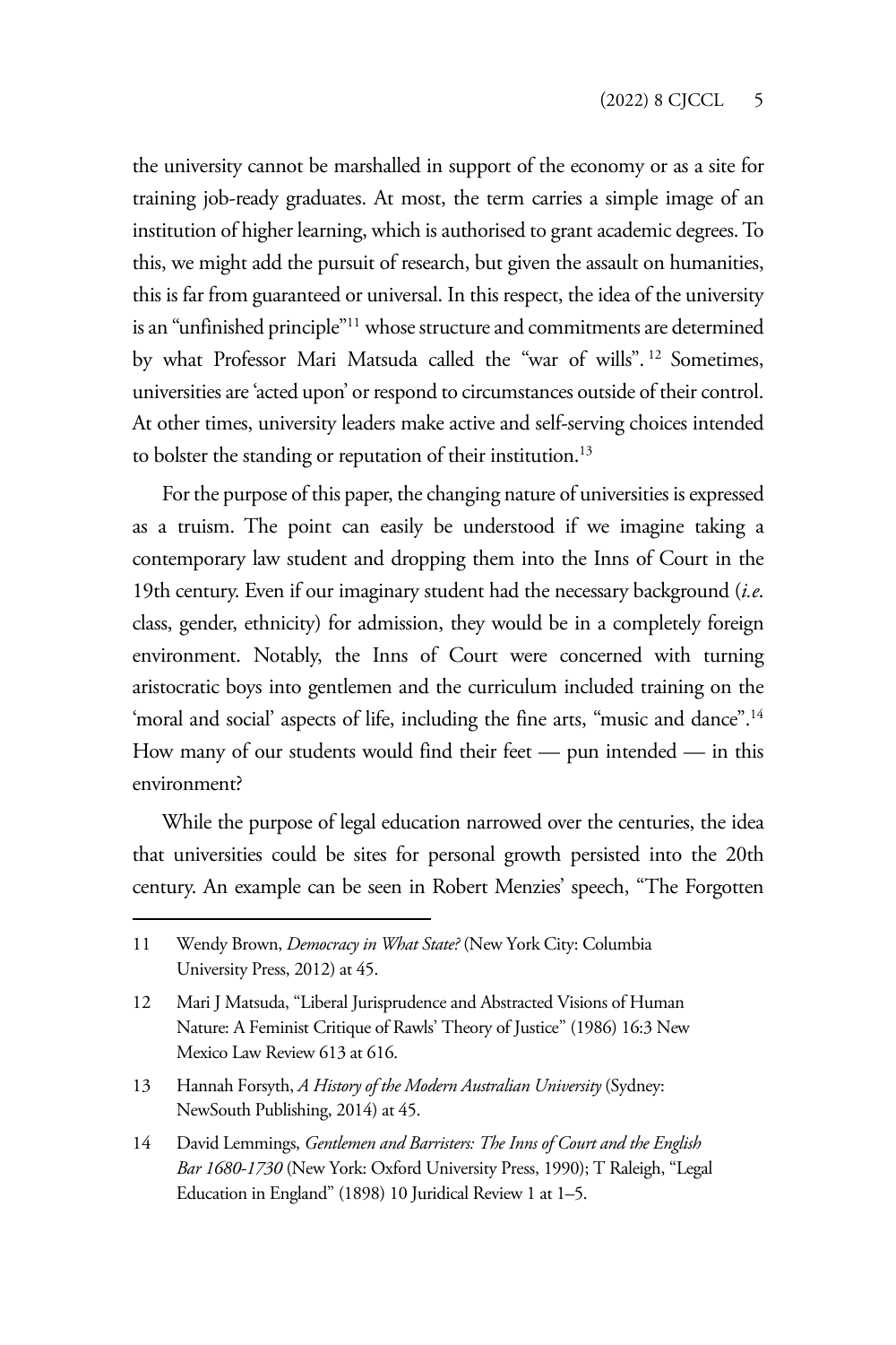the university cannot be marshalled in support of the economy or as a site for training job-ready graduates. At most, the term carries a simple image of an institution of higher learning, which is authorised to grant academic degrees. To this, we might add the pursuit of research, but given the assault on humanities, this is far from guaranteed or universal. In this respect, the idea of the university is an "unfinished principle"[11] whose structure and commitments are determined by what Professor Mari Matsuda called the "war of wills".[12] Sometimes, universities are 'acted upon' or respond to circumstances outside of their control. At other times, university leaders make active and self-serving choices intended to bolster the standing or reputation of their institution.[13]

For the purpose of this paper, the changing nature of universities is expressed as a truism. The point can easily be understood if we imagine taking a contemporary law student and dropping them into the Inns of Court in the 19th century. Even if our imaginary student had the necessary background (*i.e.* class, gender, ethnicity) for admission, they would be in a completely foreign environment. Notably, the Inns of Court were concerned with turning aristocratic boys into gentlemen and the curriculum included training on the 'moral and social' aspects of life, including the fine arts, "music and dance".[14] How many of our students would find their feet — pun intended — in this environment?

While the purpose of legal education narrowed over the centuries, the idea that universities could be sites for personal growth persisted into the 20th century. An example can be seen in Robert Menzies' speech, "The Forgotten

---

11 Wendy Brown, *Democracy in What State?* (New York City: Columbia University Press, 2012) at 45.

12 Mari J Matsuda, "Liberal Jurisprudence and Abstracted Visions of Human Nature: A Feminist Critique of Rawls' Theory of Justice" (1986) 16:3 New Mexico Law Review 613 at 616.

13 Hannah Forsyth, *A History of the Modern Australian University* (Sydney: NewSouth Publishing, 2014) at 45.

14 David Lemmings, *Gentlemen and Barristers: The Inns of Court and the English Bar 1680-1730* (New York: Oxford University Press, 1990); T Raleigh, "Legal Education in England" (1898) 10 Juridical Review 1 at 1–5.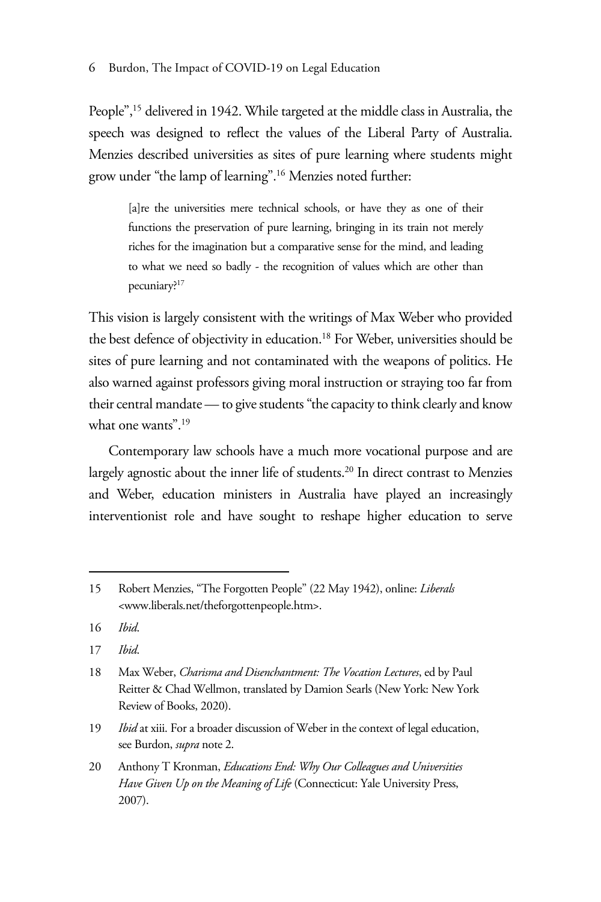People",[15] delivered in 1942. While targeted at the middle class in Australia, the speech was designed to reflect the values of the Liberal Party of Australia. Menzies described universities as sites of pure learning where students might grow under "the lamp of learning".[16] Menzies noted further:

> [a]re the universities mere technical schools, or have they as one of their functions the preservation of pure learning, bringing in its train not merely riches for the imagination but a comparative sense for the mind, and leading to what we need so badly - the recognition of values which are other than pecuniary?[17]

This vision is largely consistent with the writings of Max Weber who provided the best defence of objectivity in education.[18] For Weber, universities should be sites of pure learning and not contaminated with the weapons of politics. He also warned against professors giving moral instruction or straying too far from their central mandate — to give students "the capacity to think clearly and know what one wants".[19]

Contemporary law schools have a much more vocational purpose and are largely agnostic about the inner life of students.[20] In direct contrast to Menzies and Weber, education ministers in Australia have played an increasingly interventionist role and have sought to reshape higher education to serve

---

15 Robert Menzies, "The Forgotten People" (22 May 1942), online: *Liberals* <www.liberals.net/theforgottenpeople.htm>.

16 *Ibid.*

17 *Ibid.*

18 Max Weber, *Charisma and Disenchantment: The Vocation Lectures*, ed by Paul Reitter & Chad Wellmon, translated by Damion Searls (New York: New York Review of Books, 2020).

19 *Ibid* at xiii. For a broader discussion of Weber in the context of legal education, see Burdon, *supra* note 2.

20 Anthony T Kronman, *Educations End: Why Our Colleagues and Universities Have Given Up on the Meaning of Life* (Connecticut: Yale University Press, 2007).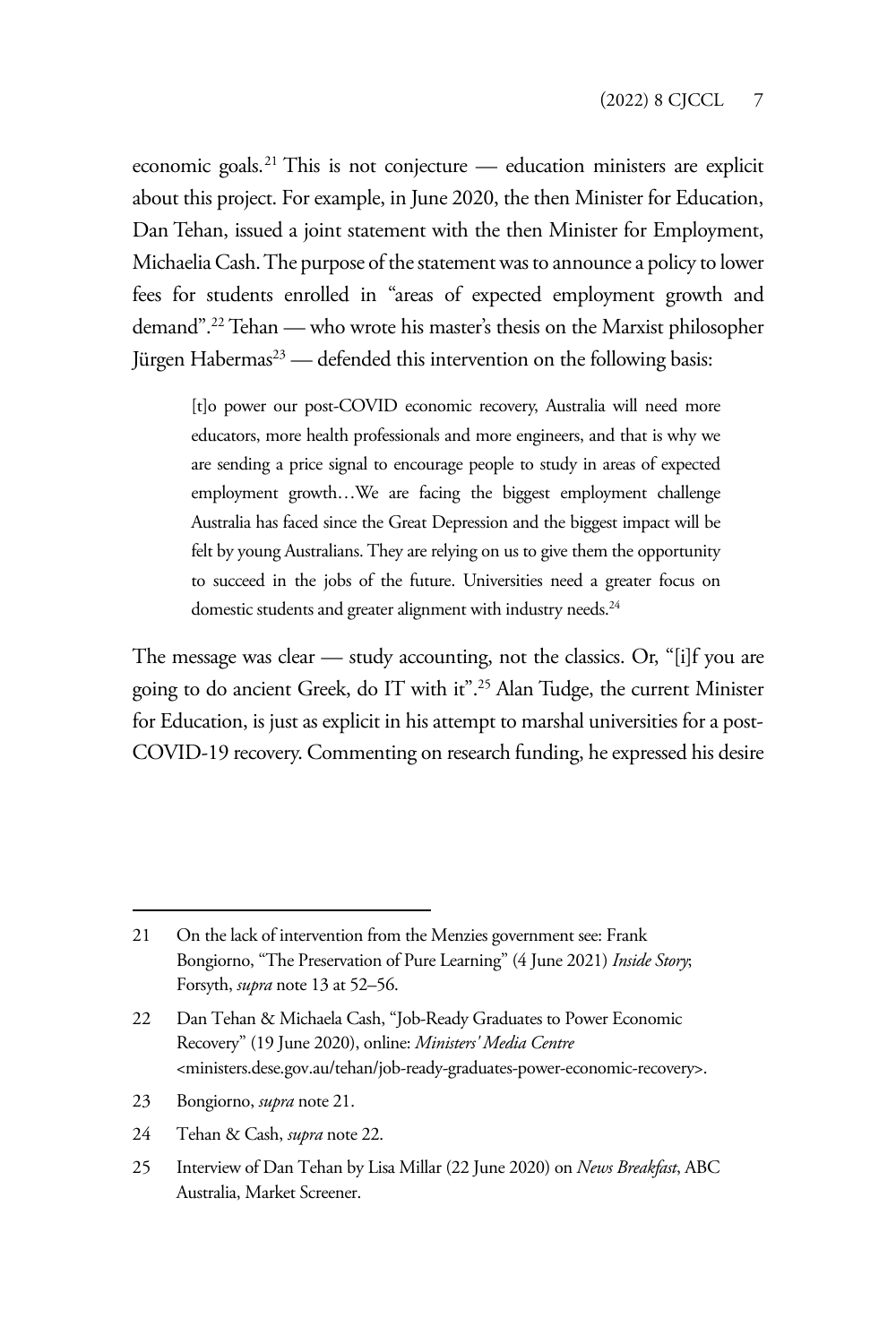economic goals.[21] This is not conjecture — education ministers are explicit about this project. For example, in June 2020, the then Minister for Education, Dan Tehan, issued a joint statement with the then Minister for Employment, Michaelia Cash. The purpose of the statement was to announce a policy to lower fees for students enrolled in "areas of expected employment growth and demand".[22] Tehan — who wrote his master's thesis on the Marxist philosopher Jürgen Habermas[23] — defended this intervention on the following basis:

> [t]o power our post-COVID economic recovery, Australia will need more educators, more health professionals and more engineers, and that is why we are sending a price signal to encourage people to study in areas of expected employment growth…We are facing the biggest employment challenge Australia has faced since the Great Depression and the biggest impact will be felt by young Australians. They are relying on us to give them the opportunity to succeed in the jobs of the future. Universities need a greater focus on domestic students and greater alignment with industry needs.[24]

The message was clear — study accounting, not the classics. Or, "[i]f you are going to do ancient Greek, do IT with it".[25] Alan Tudge, the current Minister for Education, is just as explicit in his attempt to marshal universities for a post-COVID-19 recovery. Commenting on research funding, he expressed his desire

---

21 On the lack of intervention from the Menzies government see: Frank Bongiorno, "The Preservation of Pure Learning" (4 June 2021) *Inside Story*; Forsyth, *supra* note 13 at 52–56.

22 Dan Tehan & Michaela Cash, "Job-Ready Graduates to Power Economic Recovery" (19 June 2020), online: *Ministers' Media Centre* <ministers.dese.gov.au/tehan/job-ready-graduates-power-economic-recovery>.

23 Bongiorno, *supra* note 21.

24 Tehan & Cash, *supra* note 22.

25 Interview of Dan Tehan by Lisa Millar (22 June 2020) on *News Breakfast*, ABC Australia, Market Screener.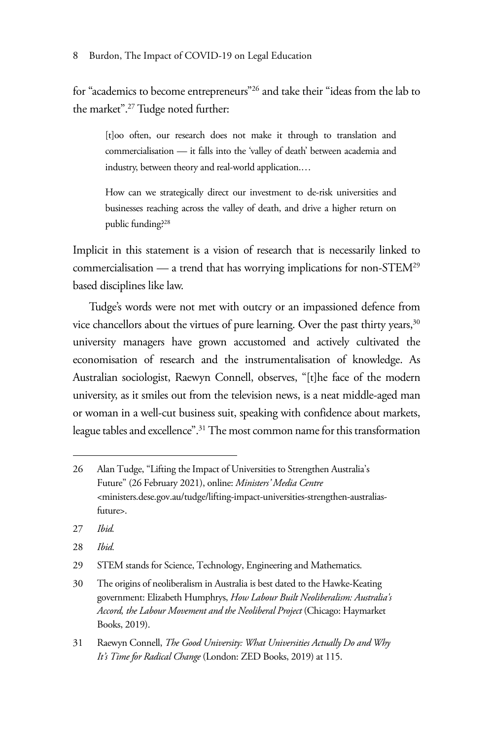for "academics to become entrepreneurs"[26] and take their "ideas from the lab to the market".[27] Tudge noted further:

> [t]oo often, our research does not make it through to translation and commercialisation — it falls into the 'valley of death' between academia and industry, between theory and real-world application.…
>
> How can we strategically direct our investment to de-risk universities and businesses reaching across the valley of death, and drive a higher return on public funding?[28]

Implicit in this statement is a vision of research that is necessarily linked to commercialisation — a trend that has worrying implications for non-STEM[29] based disciplines like law.

Tudge's words were not met with outcry or an impassioned defence from vice chancellors about the virtues of pure learning. Over the past thirty years,[30] university managers have grown accustomed and actively cultivated the economisation of research and the instrumentalisation of knowledge. As Australian sociologist, Raewyn Connell, observes, "[t]he face of the modern university, as it smiles out from the television news, is a neat middle-aged man or woman in a well-cut business suit, speaking with confidence about markets, league tables and excellence".[31] The most common name for this transformation

---

26 Alan Tudge, "Lifting the Impact of Universities to Strengthen Australia's Future" (26 February 2021), online: *Ministers' Media Centre* <ministers.dese.gov.au/tudge/lifting-impact-universities-strengthen-australias-future>.

27 *Ibid.*

28 *Ibid.*

29 STEM stands for Science, Technology, Engineering and Mathematics.

30 The origins of neoliberalism in Australia is best dated to the Hawke-Keating government: Elizabeth Humphrys, *How Labour Built Neoliberalism: Australia's Accord, the Labour Movement and the Neoliberal Project* (Chicago: Haymarket Books, 2019).

31 Raewyn Connell, *The Good University: What Universities Actually Do and Why It's Time for Radical Change* (London: ZED Books, 2019) at 115.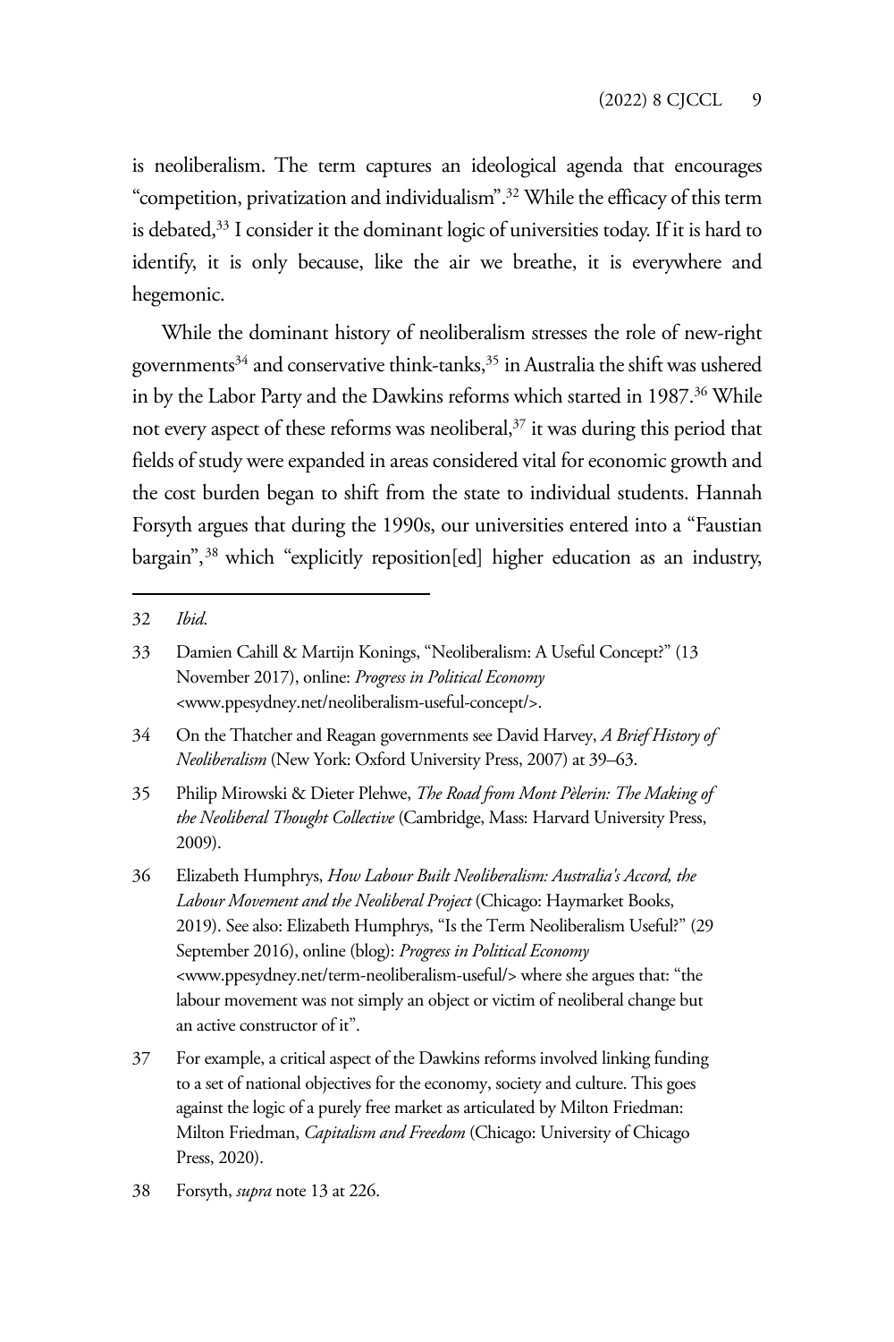is neoliberalism. The term captures an ideological agenda that encourages "competition, privatization and individualism".[32] While the efficacy of this term is debated,[33] I consider it the dominant logic of universities today. If it is hard to identify, it is only because, like the air we breathe, it is everywhere and hegemonic.

While the dominant history of neoliberalism stresses the role of new-right governments[34] and conservative think-tanks,[35] in Australia the shift was ushered in by the Labor Party and the Dawkins reforms which started in 1987.[36] While not every aspect of these reforms was neoliberal,[37] it was during this period that fields of study were expanded in areas considered vital for economic growth and the cost burden began to shift from the state to individual students. Hannah Forsyth argues that during the 1990s, our universities entered into a "Faustian bargain",[38] which "explicitly reposition[ed] higher education as an industry,

---

32 *Ibid*.

33 Damien Cahill & Martijn Konings, "Neoliberalism: A Useful Concept?" (13 November 2017), online: *Progress in Political Economy* <www.ppesydney.net/neoliberalism-useful-concept/>.

34 On the Thatcher and Reagan governments see David Harvey, *A Brief History of Neoliberalism* (New York: Oxford University Press, 2007) at 39–63.

35 Philip Mirowski & Dieter Plehwe, *The Road from Mont Pèlerin: The Making of the Neoliberal Thought Collective* (Cambridge, Mass: Harvard University Press, 2009).

36 Elizabeth Humphrys, *How Labour Built Neoliberalism: Australia's Accord, the Labour Movement and the Neoliberal Project* (Chicago: Haymarket Books, 2019). See also: Elizabeth Humphrys, "Is the Term Neoliberalism Useful?" (29 September 2016), online (blog): *Progress in Political Economy* <www.ppesydney.net/term-neoliberalism-useful/> where she argues that: "the labour movement was not simply an object or victim of neoliberal change but an active constructor of it".

37 For example, a critical aspect of the Dawkins reforms involved linking funding to a set of national objectives for the economy, society and culture. This goes against the logic of a purely free market as articulated by Milton Friedman: Milton Friedman, *Capitalism and Freedom* (Chicago: University of Chicago Press, 2020).

38 Forsyth, *supra* note 13 at 226.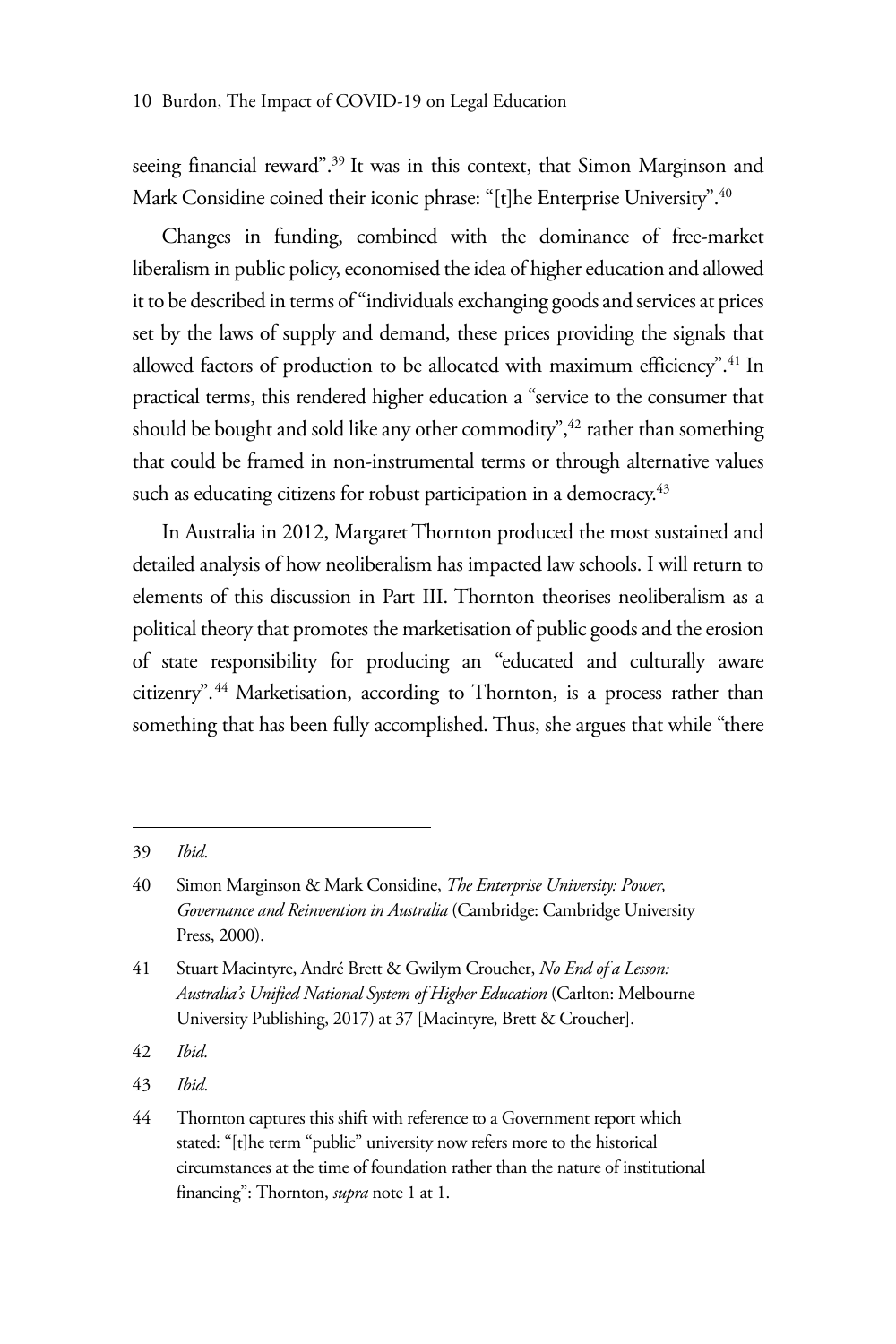seeing financial reward".[39] It was in this context, that Simon Marginson and Mark Considine coined their iconic phrase: "[t]he Enterprise University".[40]

Changes in funding, combined with the dominance of free-market liberalism in public policy, economised the idea of higher education and allowed it to be described in terms of "individuals exchanging goods and services at prices set by the laws of supply and demand, these prices providing the signals that allowed factors of production to be allocated with maximum efficiency".[41] In practical terms, this rendered higher education a "service to the consumer that should be bought and sold like any other commodity",[42] rather than something that could be framed in non-instrumental terms or through alternative values such as educating citizens for robust participation in a democracy.[43]

In Australia in 2012, Margaret Thornton produced the most sustained and detailed analysis of how neoliberalism has impacted law schools. I will return to elements of this discussion in Part III. Thornton theorises neoliberalism as a political theory that promotes the marketisation of public goods and the erosion of state responsibility for producing an "educated and culturally aware citizenry".[44] Marketisation, according to Thornton, is a process rather than something that has been fully accomplished. Thus, she argues that while "there

---

39 *Ibid.*

40 Simon Marginson & Mark Considine, *The Enterprise University: Power, Governance and Reinvention in Australia* (Cambridge: Cambridge University Press, 2000).

41 Stuart Macintyre, André Brett & Gwilym Croucher, *No End of a Lesson: Australia's Unified National System of Higher Education* (Carlton: Melbourne University Publishing, 2017) at 37 [Macintyre, Brett & Croucher].

42 *Ibid.*

43 *Ibid.*

44 Thornton captures this shift with reference to a Government report which stated: "[t]he term "public" university now refers more to the historical circumstances at the time of foundation rather than the nature of institutional financing": Thornton, *supra* note 1 at 1.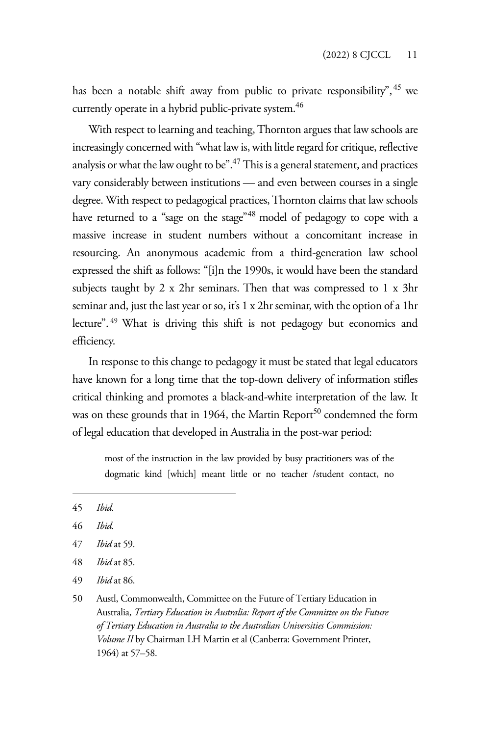has been a notable shift away from public to private responsibility",[45] we currently operate in a hybrid public-private system.[46]

With respect to learning and teaching, Thornton argues that law schools are increasingly concerned with "what law is, with little regard for critique, reflective analysis or what the law ought to be".[47] This is a general statement, and practices vary considerably between institutions — and even between courses in a single degree. With respect to pedagogical practices, Thornton claims that law schools have returned to a "sage on the stage"[48] model of pedagogy to cope with a massive increase in student numbers without a concomitant increase in resourcing. An anonymous academic from a third-generation law school expressed the shift as follows: "[i]n the 1990s, it would have been the standard subjects taught by 2 x 2hr seminars. Then that was compressed to 1 x 3hr seminar and, just the last year or so, it's 1 x 2hr seminar, with the option of a 1hr lecture".[49] What is driving this shift is not pedagogy but economics and efficiency.

In response to this change to pedagogy it must be stated that legal educators have known for a long time that the top-down delivery of information stifles critical thinking and promotes a black-and-white interpretation of the law. It was on these grounds that in 1964, the Martin Report[50] condemned the form of legal education that developed in Australia in the post-war period:

> most of the instruction in the law provided by busy practitioners was of the dogmatic kind [which] meant little or no teacher /student contact, no

---

45 *Ibid.*

46 *Ibid.*

47 *Ibid* at 59.

48 *Ibid* at 85.

49 *Ibid* at 86.

50 Austl, Commonwealth, Committee on the Future of Tertiary Education in Australia, *Tertiary Education in Australia: Report of the Committee on the Future of Tertiary Education in Australia to the Australian Universities Commission: Volume II* by Chairman LH Martin et al (Canberra: Government Printer, 1964) at 57–58.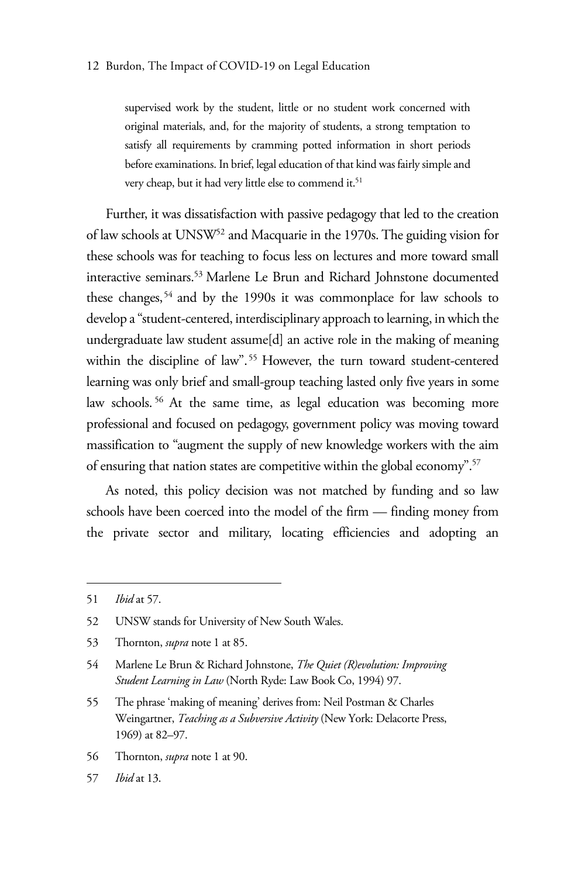> supervised work by the student, little or no student work concerned with original materials, and, for the majority of students, a strong temptation to satisfy all requirements by cramming potted information in short periods before examinations. In brief, legal education of that kind was fairly simple and very cheap, but it had very little else to commend it.[51]

Further, it was dissatisfaction with passive pedagogy that led to the creation of law schools at UNSW[52] and Macquarie in the 1970s. The guiding vision for these schools was for teaching to focus less on lectures and more toward small interactive seminars.[53] Marlene Le Brun and Richard Johnstone documented these changes,[54] and by the 1990s it was commonplace for law schools to develop a "student-centered, interdisciplinary approach to learning, in which the undergraduate law student assume[d] an active role in the making of meaning within the discipline of law".[55] However, the turn toward student-centered learning was only brief and small-group teaching lasted only five years in some law schools.[56] At the same time, as legal education was becoming more professional and focused on pedagogy, government policy was moving toward massification to "augment the supply of new knowledge workers with the aim of ensuring that nation states are competitive within the global economy".[57]

As noted, this policy decision was not matched by funding and so law schools have been coerced into the model of the firm — finding money from the private sector and military, locating efficiencies and adopting an

---

51 *Ibid* at 57.

52 UNSW stands for University of New South Wales.

53 Thornton, *supra* note 1 at 85.

54 Marlene Le Brun & Richard Johnstone, *The Quiet (R)evolution: Improving Student Learning in Law* (North Ryde: Law Book Co, 1994) 97.

55 The phrase 'making of meaning' derives from: Neil Postman & Charles Weingartner, *Teaching as a Subversive Activity* (New York: Delacorte Press, 1969) at 82–97.

56 Thornton, *supra* note 1 at 90.

57 *Ibid* at 13.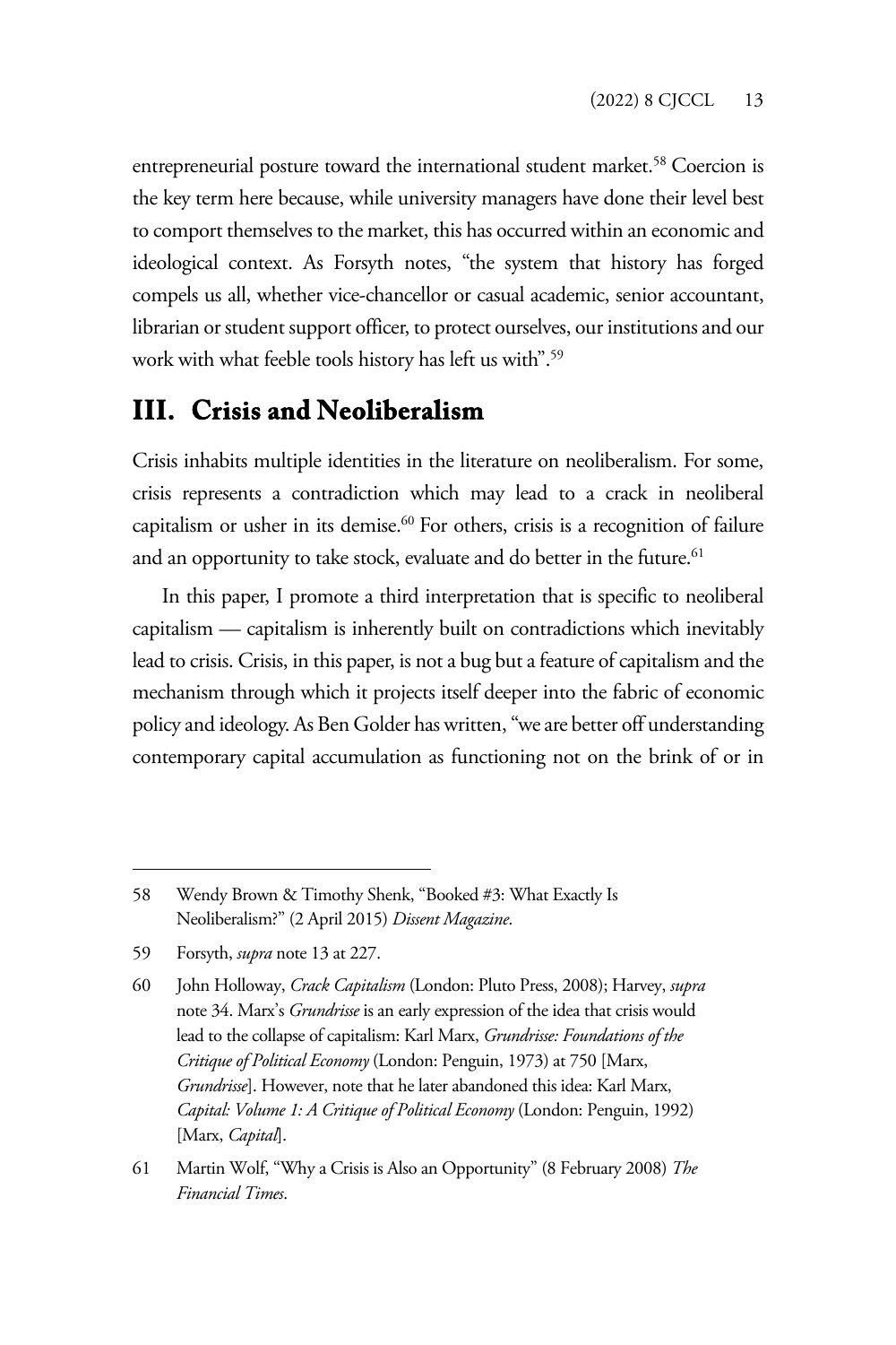entrepreneurial posture toward the international student market.[58] Coercion is the key term here because, while university managers have done their level best to comport themselves to the market, this has occurred within an economic and ideological context. As Forsyth notes, "the system that history has forged compels us all, whether vice-chancellor or casual academic, senior accountant, librarian or student support officer, to protect ourselves, our institutions and our work with what feeble tools history has left us with".[59]

## III. Crisis and Neoliberalism

Crisis inhabits multiple identities in the literature on neoliberalism. For some, crisis represents a contradiction which may lead to a crack in neoliberal capitalism or usher in its demise.[60] For others, crisis is a recognition of failure and an opportunity to take stock, evaluate and do better in the future.[61]

In this paper, I promote a third interpretation that is specific to neoliberal capitalism — capitalism is inherently built on contradictions which inevitably lead to crisis. Crisis, in this paper, is not a bug but a feature of capitalism and the mechanism through which it projects itself deeper into the fabric of economic policy and ideology. As Ben Golder has written, "we are better off understanding contemporary capital accumulation as functioning not on the brink of or in

---

58 Wendy Brown & Timothy Shenk, "Booked #3: What Exactly Is Neoliberalism?" (2 April 2015) *Dissent Magazine*.

59 Forsyth, *supra* note 13 at 227.

60 John Holloway, *Crack Capitalism* (London: Pluto Press, 2008); Harvey, *supra* note 34. Marx's *Grundrisse* is an early expression of the idea that crisis would lead to the collapse of capitalism: Karl Marx, *Grundrisse: Foundations of the Critique of Political Economy* (London: Penguin, 1973) at 750 [Marx, *Grundrisse*]. However, note that he later abandoned this idea: Karl Marx, *Capital: Volume 1: A Critique of Political Economy* (London: Penguin, 1992) [Marx, *Capital*].

61 Martin Wolf, "Why a Crisis is Also an Opportunity" (8 February 2008) *The Financial Times*.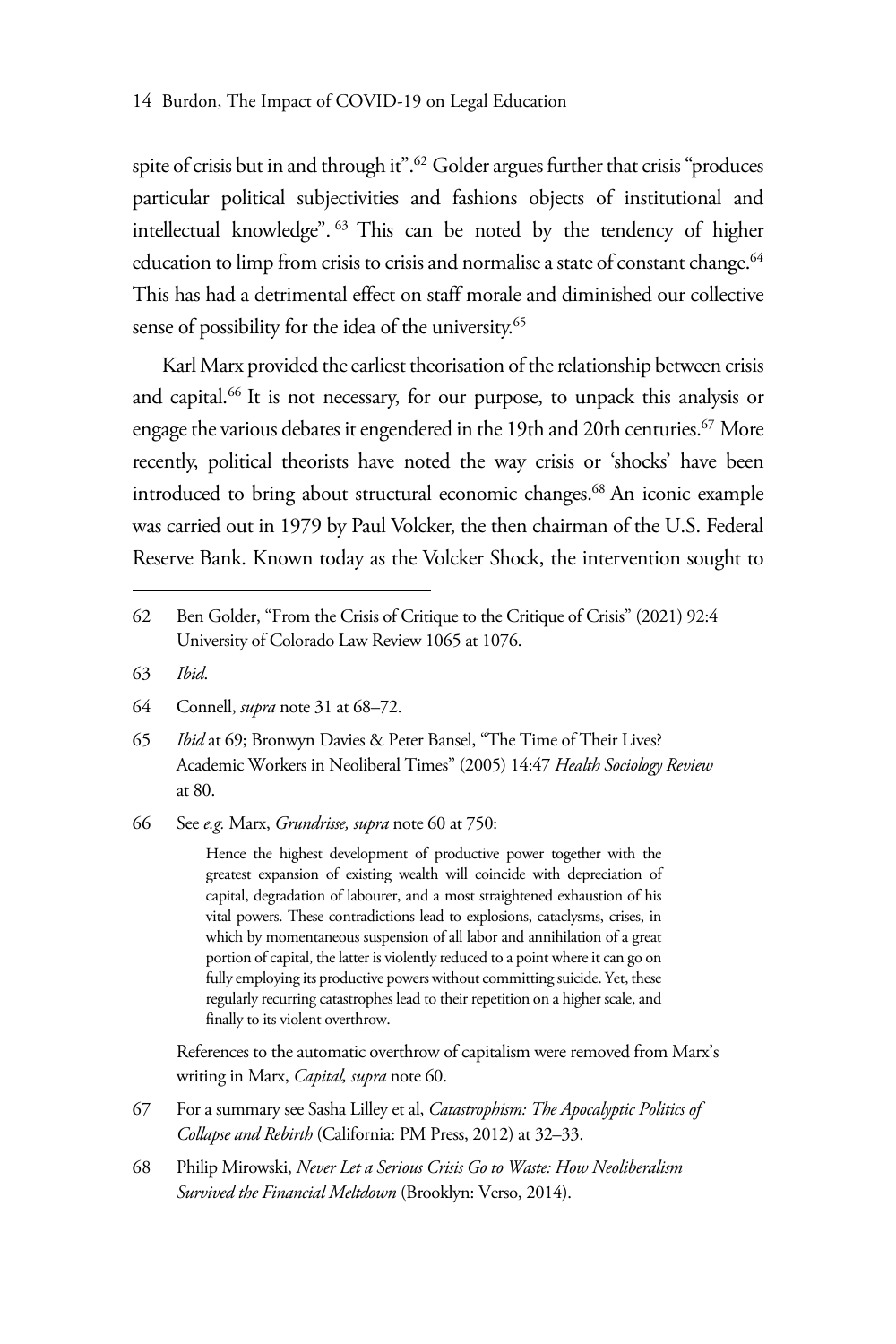spite of crisis but in and through it".[62] Golder argues further that crisis "produces particular political subjectivities and fashions objects of institutional and intellectual knowledge".[63] This can be noted by the tendency of higher education to limp from crisis to crisis and normalise a state of constant change.[64] This has had a detrimental effect on staff morale and diminished our collective sense of possibility for the idea of the university.[65]

Karl Marx provided the earliest theorisation of the relationship between crisis and capital.[66] It is not necessary, for our purpose, to unpack this analysis or engage the various debates it engendered in the 19th and 20th centuries.[67] More recently, political theorists have noted the way crisis or 'shocks' have been introduced to bring about structural economic changes.[68] An iconic example was carried out in 1979 by Paul Volcker, the then chairman of the U.S. Federal Reserve Bank. Known today as the Volcker Shock, the intervention sought to

---

62 Ben Golder, "From the Crisis of Critique to the Critique of Crisis" (2021) 92:4 University of Colorado Law Review 1065 at 1076.

63 *Ibid*.

64 Connell, *supra* note 31 at 68–72.

65 *Ibid* at 69; Bronwyn Davies & Peter Bansel, "The Time of Their Lives? Academic Workers in Neoliberal Times" (2005) 14:47 *Health Sociology Review* at 80.

66 See *e.g.* Marx, *Grundrisse, supra* note 60 at 750:

> Hence the highest development of productive power together with the greatest expansion of existing wealth will coincide with depreciation of capital, degradation of labourer, and a most straightened exhaustion of his vital powers. These contradictions lead to explosions, cataclysms, crises, in which by momentaneous suspension of all labor and annihilation of a great portion of capital, the latter is violently reduced to a point where it can go on fully employing its productive powers without committing suicide. Yet, these regularly recurring catastrophes lead to their repetition on a higher scale, and finally to its violent overthrow.

References to the automatic overthrow of capitalism were removed from Marx's writing in Marx, *Capital, supra* note 60.

67 For a summary see Sasha Lilley et al, *Catastrophism: The Apocalyptic Politics of Collapse and Rebirth* (California: PM Press, 2012) at 32–33.

68 Philip Mirowski, *Never Let a Serious Crisis Go to Waste: How Neoliberalism Survived the Financial Meltdown* (Brooklyn: Verso, 2014).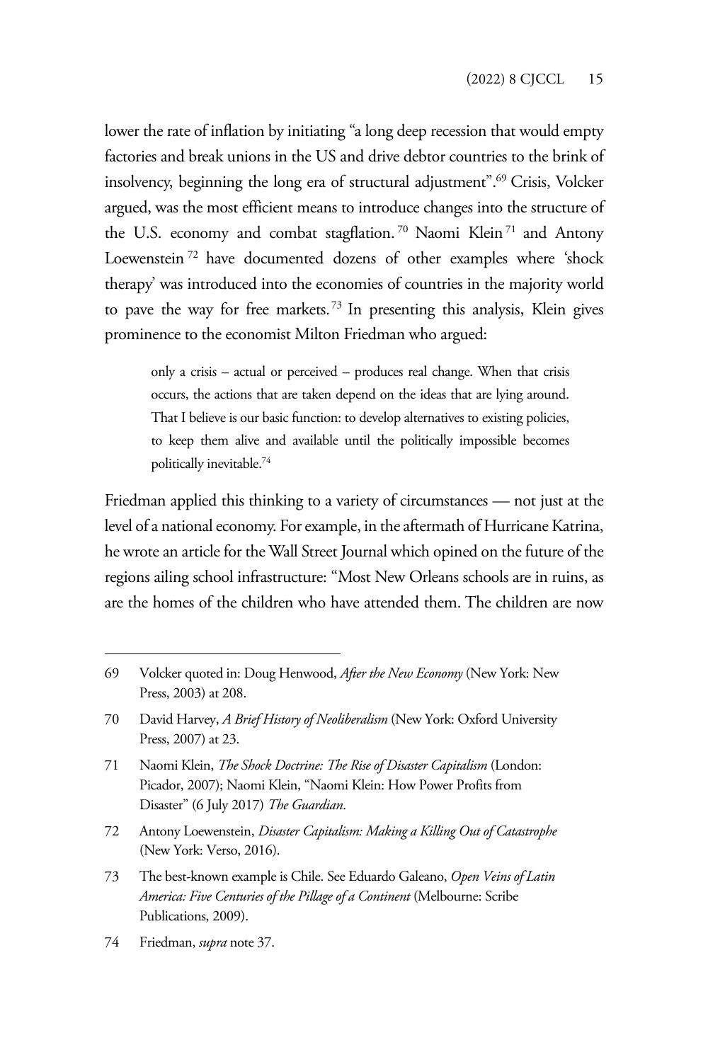lower the rate of inflation by initiating "a long deep recession that would empty factories and break unions in the US and drive debtor countries to the brink of insolvency, beginning the long era of structural adjustment".[69] Crisis, Volcker argued, was the most efficient means to introduce changes into the structure of the U.S. economy and combat stagflation.[70] Naomi Klein[71] and Antony Loewenstein[72] have documented dozens of other examples where 'shock therapy' was introduced into the economies of countries in the majority world to pave the way for free markets.[73] In presenting this analysis, Klein gives prominence to the economist Milton Friedman who argued:

> only a crisis – actual or perceived – produces real change. When that crisis occurs, the actions that are taken depend on the ideas that are lying around. That I believe is our basic function: to develop alternatives to existing policies, to keep them alive and available until the politically impossible becomes politically inevitable.[74]

Friedman applied this thinking to a variety of circumstances — not just at the level of a national economy. For example, in the aftermath of Hurricane Katrina, he wrote an article for the Wall Street Journal which opined on the future of the regions ailing school infrastructure: "Most New Orleans schools are in ruins, as are the homes of the children who have attended them. The children are now

---

69 Volcker quoted in: Doug Henwood, *After the New Economy* (New York: New Press, 2003) at 208.

70 David Harvey, *A Brief History of Neoliberalism* (New York: Oxford University Press, 2007) at 23.

71 Naomi Klein, *The Shock Doctrine: The Rise of Disaster Capitalism* (London: Picador, 2007); Naomi Klein, "Naomi Klein: How Power Profits from Disaster" (6 July 2017) *The Guardian*.

72 Antony Loewenstein, *Disaster Capitalism: Making a Killing Out of Catastrophe* (New York: Verso, 2016).

73 The best-known example is Chile. See Eduardo Galeano, *Open Veins of Latin America: Five Centuries of the Pillage of a Continent* (Melbourne: Scribe Publications, 2009).

74 Friedman, *supra* note 37.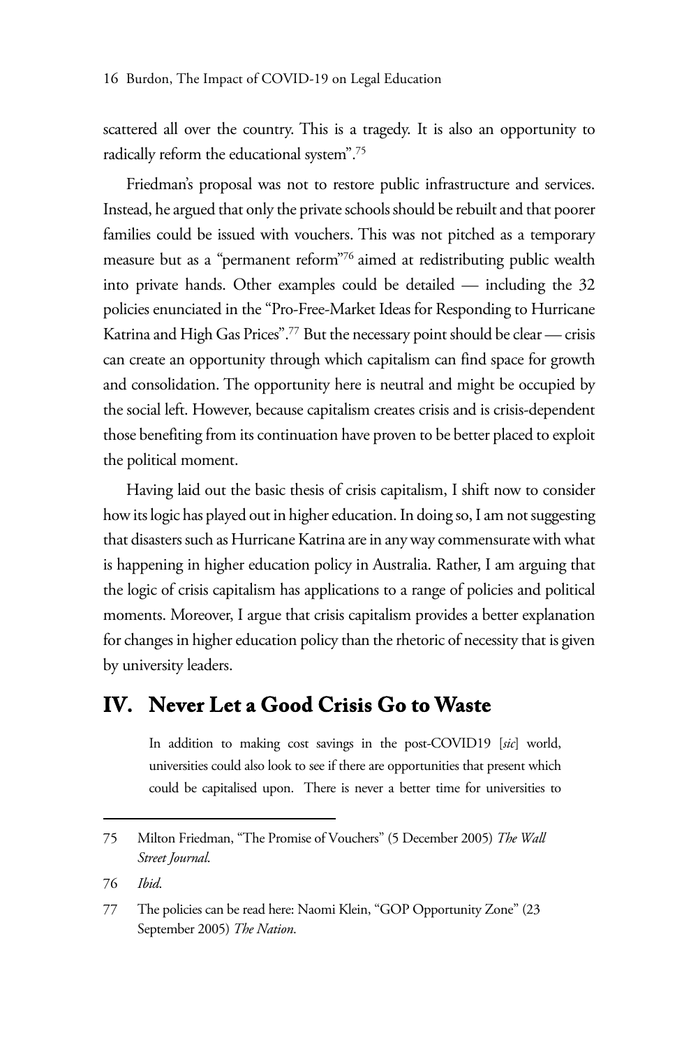scattered all over the country. This is a tragedy. It is also an opportunity to radically reform the educational system".[75]

Friedman's proposal was not to restore public infrastructure and services. Instead, he argued that only the private schools should be rebuilt and that poorer families could be issued with vouchers. This was not pitched as a temporary measure but as a "permanent reform"[76] aimed at redistributing public wealth into private hands. Other examples could be detailed — including the 32 policies enunciated in the "Pro-Free-Market Ideas for Responding to Hurricane Katrina and High Gas Prices".[77] But the necessary point should be clear — crisis can create an opportunity through which capitalism can find space for growth and consolidation. The opportunity here is neutral and might be occupied by the social left. However, because capitalism creates crisis and is crisis-dependent those benefiting from its continuation have proven to be better placed to exploit the political moment.

Having laid out the basic thesis of crisis capitalism, I shift now to consider how its logic has played out in higher education. In doing so, I am not suggesting that disasters such as Hurricane Katrina are in any way commensurate with what is happening in higher education policy in Australia. Rather, I am arguing that the logic of crisis capitalism has applications to a range of policies and political moments. Moreover, I argue that crisis capitalism provides a better explanation for changes in higher education policy than the rhetoric of necessity that is given by university leaders.

## IV. Never Let a Good Crisis Go to Waste

> In addition to making cost savings in the post-COVID19 [*sic*] world, universities could also look to see if there are opportunities that present which could be capitalised upon. There is never a better time for universities to

---

75 Milton Friedman, "The Promise of Vouchers" (5 December 2005) *The Wall Street Journal*.

76 *Ibid*.

77 The policies can be read here: Naomi Klein, "GOP Opportunity Zone" (23 September 2005) *The Nation*.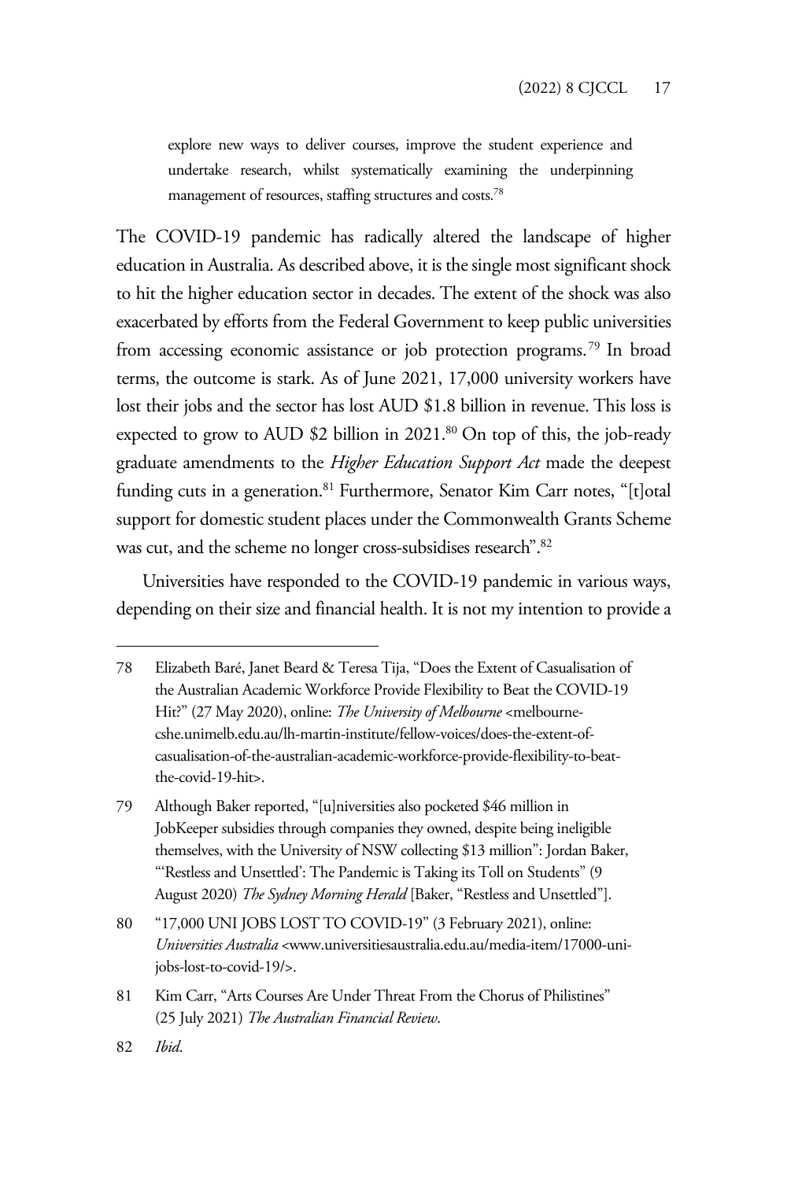> explore new ways to deliver courses, improve the student experience and undertake research, whilst systematically examining the underpinning management of resources, staffing structures and costs.[78]

The COVID-19 pandemic has radically altered the landscape of higher education in Australia. As described above, it is the single most significant shock to hit the higher education sector in decades. The extent of the shock was also exacerbated by efforts from the Federal Government to keep public universities from accessing economic assistance or job protection programs.[79] In broad terms, the outcome is stark. As of June 2021, 17,000 university workers have lost their jobs and the sector has lost AUD $1.8 billion in revenue. This loss is expected to grow to AUD $2 billion in 2021.[80] On top of this, the job-ready graduate amendments to the *Higher Education Support Act* made the deepest funding cuts in a generation.[81] Furthermore, Senator Kim Carr notes, "[t]otal support for domestic student places under the Commonwealth Grants Scheme was cut, and the scheme no longer cross-subsidises research".[82]

Universities have responded to the COVID-19 pandemic in various ways, depending on their size and financial health. It is not my intention to provide a

---

78 Elizabeth Baré, Janet Beard & Teresa Tija, "Does the Extent of Casualisation of the Australian Academic Workforce Provide Flexibility to Beat the COVID-19 Hit?" (27 May 2020), online: *The University of Melbourne* <melbourne-cshe.unimelb.edu.au/lh-martin-institute/fellow-voices/does-the-extent-of-casualisation-of-the-australian-academic-workforce-provide-flexibility-to-beat-the-covid-19-hit>.

79 Although Baker reported, "[u]niversities also pocketed $46 million in JobKeeper subsidies through companies they owned, despite being ineligible themselves, with the University of NSW collecting $13 million": Jordan Baker, "'Restless and Unsettled': The Pandemic is Taking its Toll on Students" (9 August 2020) *The Sydney Morning Herald* [Baker, "Restless and Unsettled"].

80 "17,000 UNI JOBS LOST TO COVID-19" (3 February 2021), online: *Universities Australia* <www.universitiesaustralia.edu.au/media-item/17000-uni-jobs-lost-to-covid-19/>.

81 Kim Carr, "Arts Courses Are Under Threat From the Chorus of Philistines" (25 July 2021) *The Australian Financial Review*.

82 *Ibid*.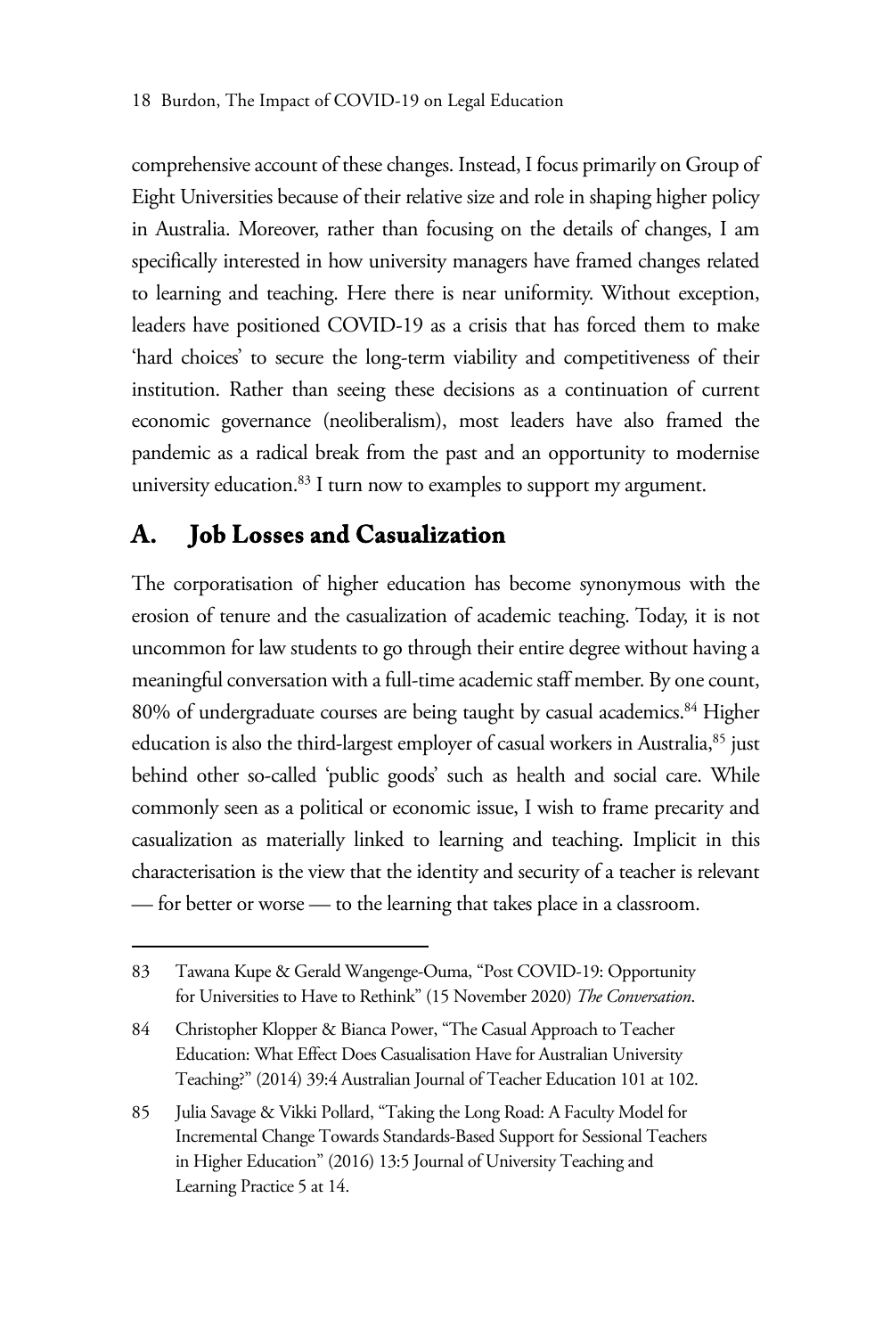comprehensive account of these changes. Instead, I focus primarily on Group of Eight Universities because of their relative size and role in shaping higher policy in Australia. Moreover, rather than focusing on the details of changes, I am specifically interested in how university managers have framed changes related to learning and teaching. Here there is near uniformity. Without exception, leaders have positioned COVID-19 as a crisis that has forced them to make 'hard choices' to secure the long-term viability and competitiveness of their institution. Rather than seeing these decisions as a continuation of current economic governance (neoliberalism), most leaders have also framed the pandemic as a radical break from the past and an opportunity to modernise university education.[83] I turn now to examples to support my argument.

## A. Job Losses and Casualization

The corporatisation of higher education has become synonymous with the erosion of tenure and the casualization of academic teaching. Today, it is not uncommon for law students to go through their entire degree without having a meaningful conversation with a full-time academic staff member. By one count, 80% of undergraduate courses are being taught by casual academics.[84] Higher education is also the third-largest employer of casual workers in Australia,[85] just behind other so-called 'public goods' such as health and social care. While commonly seen as a political or economic issue, I wish to frame precarity and casualization as materially linked to learning and teaching. Implicit in this characterisation is the view that the identity and security of a teacher is relevant — for better or worse — to the learning that takes place in a classroom.

83 Tawana Kupe & Gerald Wangenge-Ouma, "Post COVID-19: Opportunity for Universities to Have to Rethink" (15 November 2020) *The Conversation*.

84 Christopher Klopper & Bianca Power, "The Casual Approach to Teacher Education: What Effect Does Casualisation Have for Australian University Teaching?" (2014) 39:4 Australian Journal of Teacher Education 101 at 102.

85 Julia Savage & Vikki Pollard, "Taking the Long Road: A Faculty Model for Incremental Change Towards Standards-Based Support for Sessional Teachers in Higher Education" (2016) 13:5 Journal of University Teaching and Learning Practice 5 at 14.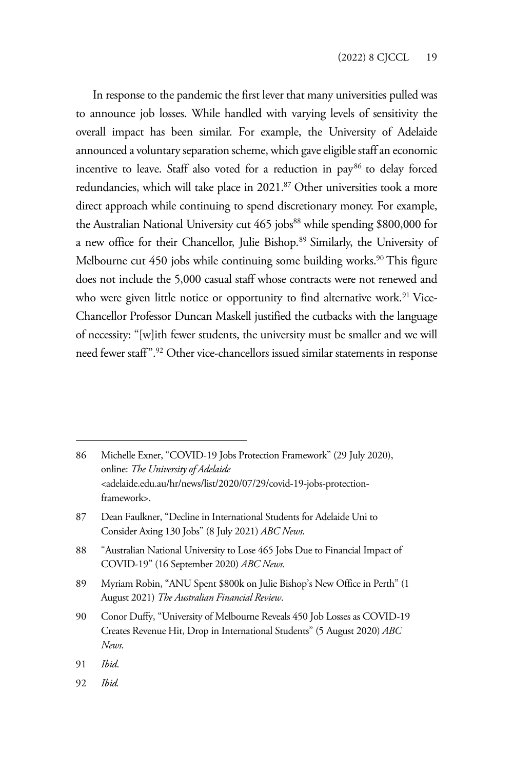In response to the pandemic the first lever that many universities pulled was to announce job losses. While handled with varying levels of sensitivity the overall impact has been similar. For example, the University of Adelaide announced a voluntary separation scheme, which gave eligible staff an economic incentive to leave. Staff also voted for a reduction in pay[86] to delay forced redundancies, which will take place in 2021.[87] Other universities took a more direct approach while continuing to spend discretionary money. For example, the Australian National University cut 465 jobs[88] while spending $800,000 for a new office for their Chancellor, Julie Bishop.[89] Similarly, the University of Melbourne cut 450 jobs while continuing some building works.[90] This figure does not include the 5,000 casual staff whose contracts were not renewed and who were given little notice or opportunity to find alternative work.[91] Vice-Chancellor Professor Duncan Maskell justified the cutbacks with the language of necessity: "[w]ith fewer students, the university must be smaller and we will need fewer staff".[92] Other vice-chancellors issued similar statements in response

---

86 Michelle Exner, "COVID-19 Jobs Protection Framework" (29 July 2020), online: *The University of Adelaide* <adelaide.edu.au/hr/news/list/2020/07/29/covid-19-jobs-protection-framework>.

87 Dean Faulkner, "Decline in International Students for Adelaide Uni to Consider Axing 130 Jobs" (8 July 2021) *ABC News*.

88 "Australian National University to Lose 465 Jobs Due to Financial Impact of COVID-19" (16 September 2020) *ABC News.*

89 Myriam Robin, "ANU Spent $800k on Julie Bishop's New Office in Perth" (1 August 2021) *The Australian Financial Review*.

90 Conor Duffy, "University of Melbourne Reveals 450 Job Losses as COVID-19 Creates Revenue Hit, Drop in International Students" (5 August 2020) *ABC News*.

91 *Ibid*.

92 *Ibid.*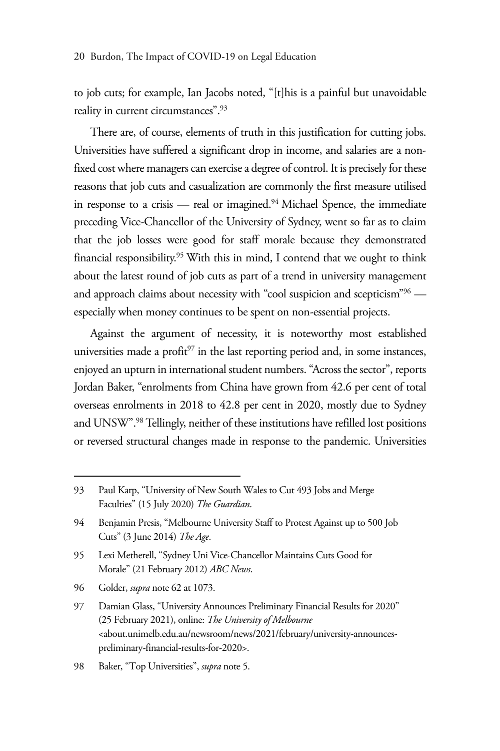to job cuts; for example, Ian Jacobs noted, "[t]his is a painful but unavoidable reality in current circumstances".[93]

There are, of course, elements of truth in this justification for cutting jobs. Universities have suffered a significant drop in income, and salaries are a non-fixed cost where managers can exercise a degree of control. It is precisely for these reasons that job cuts and casualization are commonly the first measure utilised in response to a crisis — real or imagined.[94] Michael Spence, the immediate preceding Vice-Chancellor of the University of Sydney, went so far as to claim that the job losses were good for staff morale because they demonstrated financial responsibility.[95] With this in mind, I contend that we ought to think about the latest round of job cuts as part of a trend in university management and approach claims about necessity with "cool suspicion and scepticism"[96] — especially when money continues to be spent on non-essential projects.

Against the argument of necessity, it is noteworthy most established universities made a profit[97] in the last reporting period and, in some instances, enjoyed an upturn in international student numbers. "Across the sector", reports Jordan Baker, "enrolments from China have grown from 42.6 per cent of total overseas enrolments in 2018 to 42.8 per cent in 2020, mostly due to Sydney and UNSW".[98] Tellingly, neither of these institutions have refilled lost positions or reversed structural changes made in response to the pandemic. Universities

---

93 Paul Karp, "University of New South Wales to Cut 493 Jobs and Merge Faculties" (15 July 2020) *The Guardian*.

94 Benjamin Presis, "Melbourne University Staff to Protest Against up to 500 Job Cuts" (3 June 2014) *The Age*.

95 Lexi Metherell, "Sydney Uni Vice-Chancellor Maintains Cuts Good for Morale" (21 February 2012) *ABC News*.

96 Golder, *supra* note 62 at 1073.

97 Damian Glass, "University Announces Preliminary Financial Results for 2020" (25 February 2021), online: *The University of Melbourne* <about.unimelb.edu.au/newsroom/news/2021/february/university-announces-preliminary-financial-results-for-2020>.

98 Baker, "Top Universities", *supra* note 5.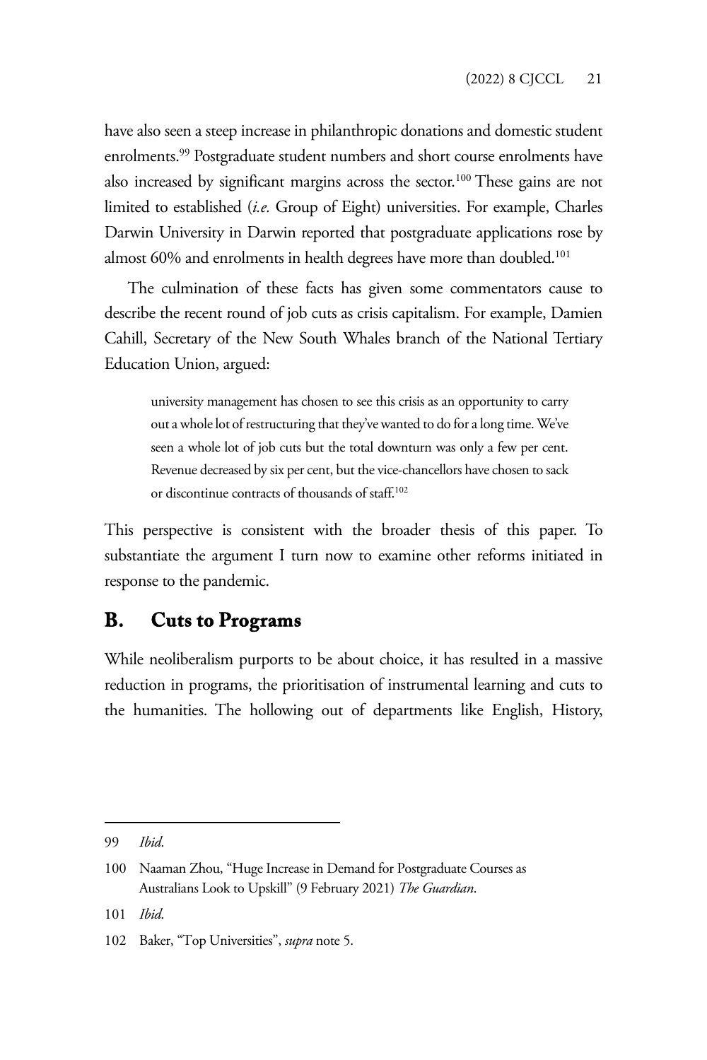have also seen a steep increase in philanthropic donations and domestic student enrolments.[99] Postgraduate student numbers and short course enrolments have also increased by significant margins across the sector.[100] These gains are not limited to established (*i.e.* Group of Eight) universities. For example, Charles Darwin University in Darwin reported that postgraduate applications rose by almost 60% and enrolments in health degrees have more than doubled.[101]

The culmination of these facts has given some commentators cause to describe the recent round of job cuts as crisis capitalism. For example, Damien Cahill, Secretary of the New South Whales branch of the National Tertiary Education Union, argued:

> university management has chosen to see this crisis as an opportunity to carry out a whole lot of restructuring that they've wanted to do for a long time. We've seen a whole lot of job cuts but the total downturn was only a few per cent. Revenue decreased by six per cent, but the vice-chancellors have chosen to sack or discontinue contracts of thousands of staff.[102]

This perspective is consistent with the broader thesis of this paper. To substantiate the argument I turn now to examine other reforms initiated in response to the pandemic.

## B. Cuts to Programs

While neoliberalism purports to be about choice, it has resulted in a massive reduction in programs, the prioritisation of instrumental learning and cuts to the humanities. The hollowing out of departments like English, History,

---

99 *Ibid.*

100 Naaman Zhou, "Huge Increase in Demand for Postgraduate Courses as Australians Look to Upskill" (9 February 2021) *The Guardian*.

101 *Ibid.*

102 Baker, "Top Universities", *supra* note 5.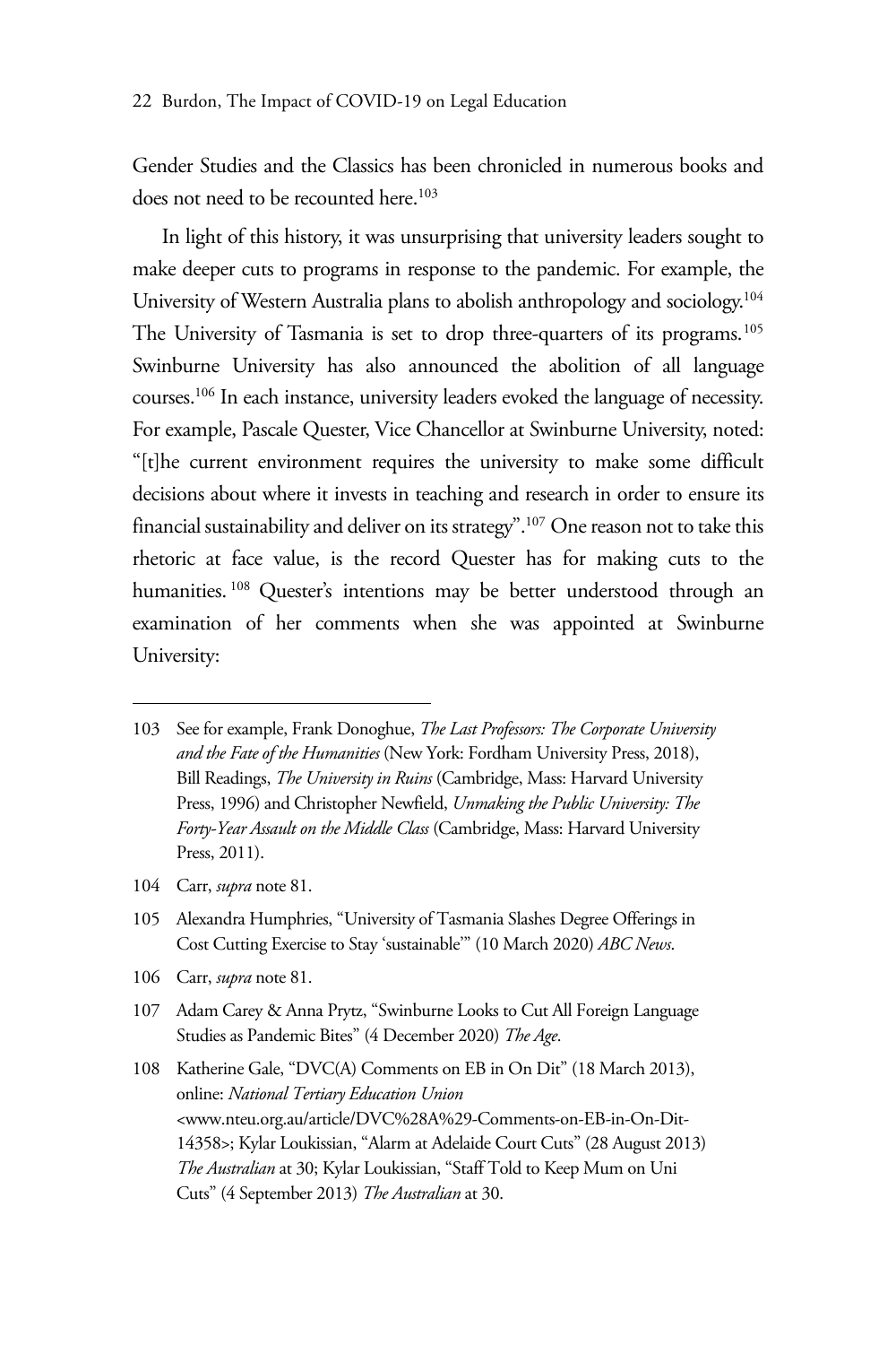Gender Studies and the Classics has been chronicled in numerous books and does not need to be recounted here.[103]

In light of this history, it was unsurprising that university leaders sought to make deeper cuts to programs in response to the pandemic. For example, the University of Western Australia plans to abolish anthropology and sociology.[104] The University of Tasmania is set to drop three-quarters of its programs.[105] Swinburne University has also announced the abolition of all language courses.[106] In each instance, university leaders evoked the language of necessity. For example, Pascale Quester, Vice Chancellor at Swinburne University, noted: "[t]he current environment requires the university to make some difficult decisions about where it invests in teaching and research in order to ensure its financial sustainability and deliver on its strategy".[107] One reason not to take this rhetoric at face value, is the record Quester has for making cuts to the humanities.[108] Quester's intentions may be better understood through an examination of her comments when she was appointed at Swinburne University:

---

103 See for example, Frank Donoghue, *The Last Professors: The Corporate University and the Fate of the Humanities* (New York: Fordham University Press, 2018), Bill Readings, *The University in Ruins* (Cambridge, Mass: Harvard University Press, 1996) and Christopher Newfield, *Unmaking the Public University: The Forty-Year Assault on the Middle Class* (Cambridge, Mass: Harvard University Press, 2011).

104 Carr, *supra* note 81.

105 Alexandra Humphries, "University of Tasmania Slashes Degree Offerings in Cost Cutting Exercise to Stay 'sustainable'" (10 March 2020) *ABC News*.

106 Carr, *supra* note 81.

107 Adam Carey & Anna Prytz, "Swinburne Looks to Cut All Foreign Language Studies as Pandemic Bites" (4 December 2020) *The Age*.

108 Katherine Gale, "DVC(A) Comments on EB in On Dit" (18 March 2013), online: *National Tertiary Education Union* <www.nteu.org.au/article/DVC%28A%29-Comments-on-EB-in-On-Dit-14358>; Kylar Loukissian, "Alarm at Adelaide Court Cuts" (28 August 2013) *The Australian* at 30; Kylar Loukissian, "Staff Told to Keep Mum on Uni Cuts" (4 September 2013) *The Australian* at 30.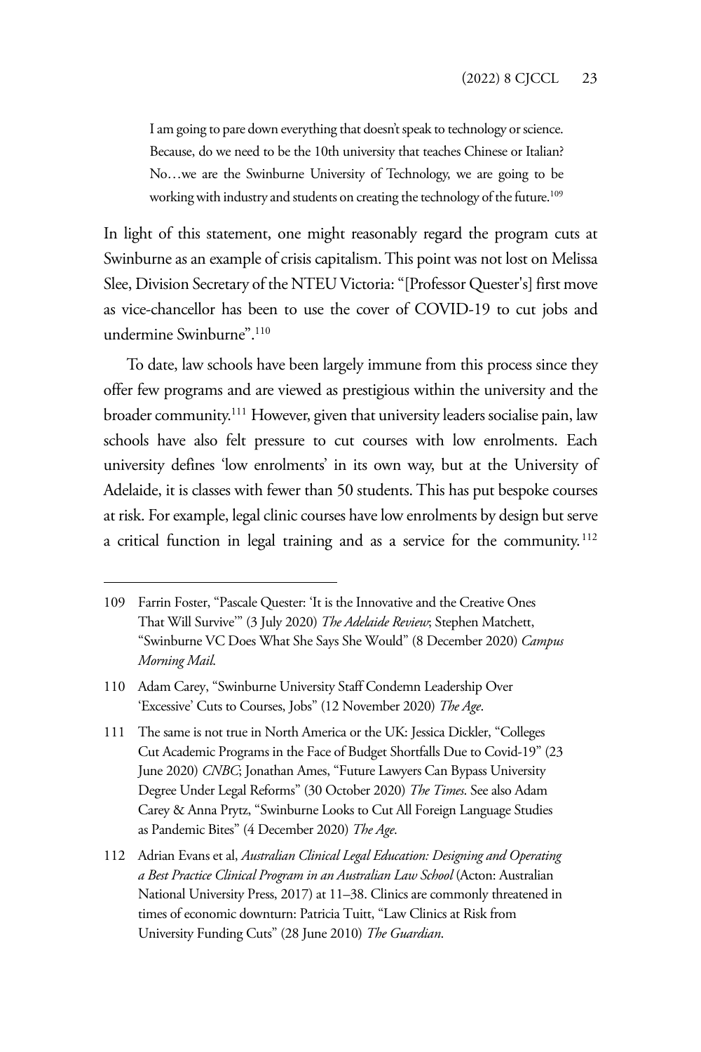> I am going to pare down everything that doesn't speak to technology or science. Because, do we need to be the 10th university that teaches Chinese or Italian? No…we are the Swinburne University of Technology, we are going to be working with industry and students on creating the technology of the future.[109]

In light of this statement, one might reasonably regard the program cuts at Swinburne as an example of crisis capitalism. This point was not lost on Melissa Slee, Division Secretary of the NTEU Victoria: "[Professor Quester's] first move as vice-chancellor has been to use the cover of COVID-19 to cut jobs and undermine Swinburne".[110]

To date, law schools have been largely immune from this process since they offer few programs and are viewed as prestigious within the university and the broader community.[111] However, given that university leaders socialise pain, law schools have also felt pressure to cut courses with low enrolments. Each university defines 'low enrolments' in its own way, but at the University of Adelaide, it is classes with fewer than 50 students. This has put bespoke courses at risk. For example, legal clinic courses have low enrolments by design but serve a critical function in legal training and as a service for the community.[112]

---

109 Farrin Foster, "Pascale Quester: 'It is the Innovative and the Creative Ones That Will Survive'" (3 July 2020) *The Adelaide Review*; Stephen Matchett, "Swinburne VC Does What She Says She Would" (8 December 2020) *Campus Morning Mail*.

110 Adam Carey, "Swinburne University Staff Condemn Leadership Over 'Excessive' Cuts to Courses, Jobs" (12 November 2020) *The Age*.

111 The same is not true in North America or the UK: Jessica Dickler, "Colleges Cut Academic Programs in the Face of Budget Shortfalls Due to Covid-19" (23 June 2020) *CNBC*; Jonathan Ames, "Future Lawyers Can Bypass University Degree Under Legal Reforms" (30 October 2020) *The Times*. See also Adam Carey & Anna Prytz, "Swinburne Looks to Cut All Foreign Language Studies as Pandemic Bites" (4 December 2020) *The Age*.

112 Adrian Evans et al, *Australian Clinical Legal Education: Designing and Operating a Best Practice Clinical Program in an Australian Law School* (Acton: Australian National University Press, 2017) at 11–38. Clinics are commonly threatened in times of economic downturn: Patricia Tuitt, "Law Clinics at Risk from University Funding Cuts" (28 June 2010) *The Guardian*.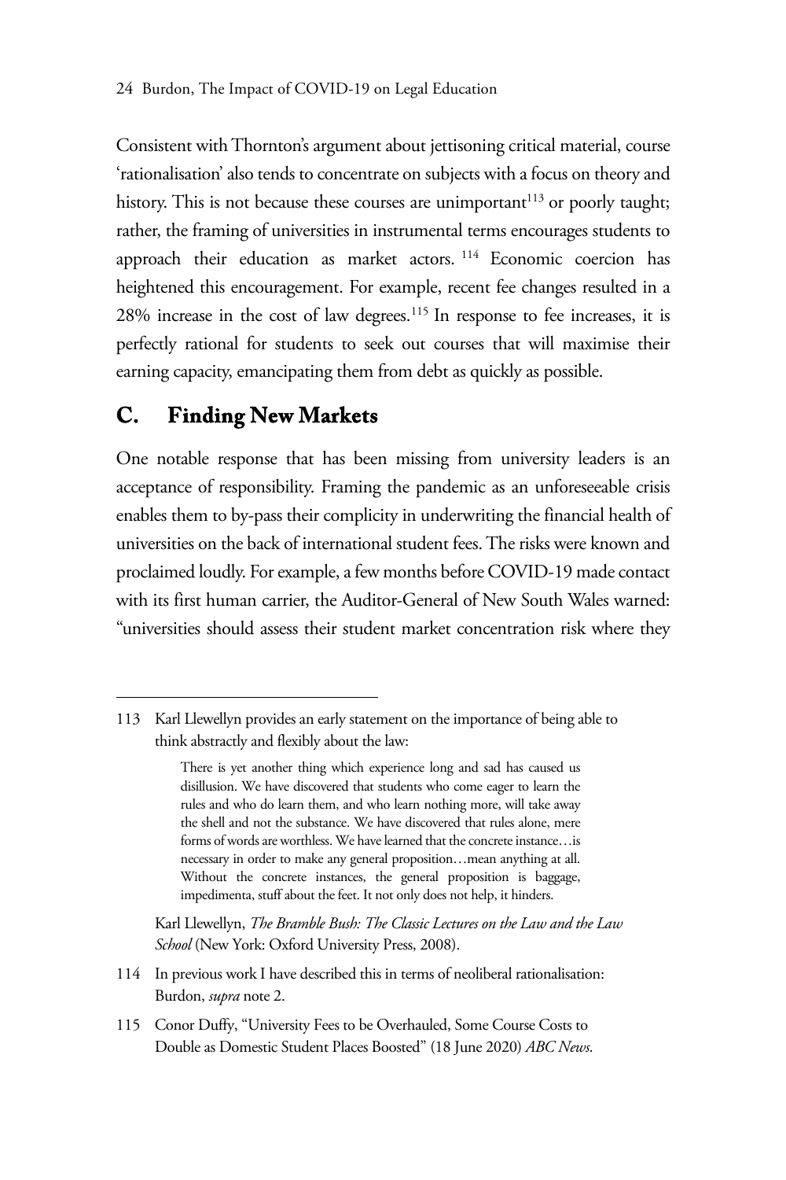Consistent with Thornton's argument about jettisoning critical material, course 'rationalisation' also tends to concentrate on subjects with a focus on theory and history. This is not because these courses are unimportant[113] or poorly taught; rather, the framing of universities in instrumental terms encourages students to approach their education as market actors.[114] Economic coercion has heightened this encouragement. For example, recent fee changes resulted in a 28% increase in the cost of law degrees.[115] In response to fee increases, it is perfectly rational for students to seek out courses that will maximise their earning capacity, emancipating them from debt as quickly as possible.

## C. Finding New Markets

One notable response that has been missing from university leaders is an acceptance of responsibility. Framing the pandemic as an unforeseeable crisis enables them to by-pass their complicity in underwriting the financial health of universities on the back of international student fees. The risks were known and proclaimed loudly. For example, a few months before COVID-19 made contact with its first human carrier, the Auditor-General of New South Wales warned: "universities should assess their student market concentration risk where they

---

113 Karl Llewellyn provides an early statement on the importance of being able to think abstractly and flexibly about the law:

> There is yet another thing which experience long and sad has caused us disillusion. We have discovered that students who come eager to learn the rules and who do learn them, and who learn nothing more, will take away the shell and not the substance. We have discovered that rules alone, mere forms of words are worthless. We have learned that the concrete instance…is necessary in order to make any general proposition…mean anything at all. Without the concrete instances, the general proposition is baggage, impedimenta, stuff about the feet. It not only does not help, it hinders.

Karl Llewellyn, *The Bramble Bush: The Classic Lectures on the Law and the Law School* (New York: Oxford University Press, 2008).

114 In previous work I have described this in terms of neoliberal rationalisation: Burdon, *supra* note 2.

115 Conor Duffy, "University Fees to be Overhauled, Some Course Costs to Double as Domestic Student Places Boosted" (18 June 2020) *ABC News*.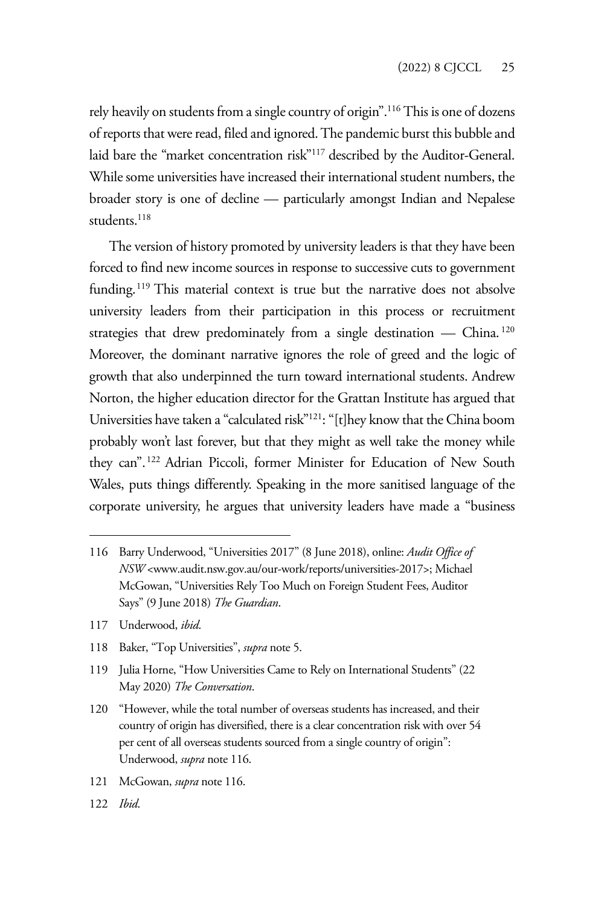rely heavily on students from a single country of origin".[116] This is one of dozens of reports that were read, filed and ignored. The pandemic burst this bubble and laid bare the "market concentration risk"[117] described by the Auditor-General. While some universities have increased their international student numbers, the broader story is one of decline — particularly amongst Indian and Nepalese students.[118]

The version of history promoted by university leaders is that they have been forced to find new income sources in response to successive cuts to government funding.[119] This material context is true but the narrative does not absolve university leaders from their participation in this process or recruitment strategies that drew predominately from a single destination — China.[120] Moreover, the dominant narrative ignores the role of greed and the logic of growth that also underpinned the turn toward international students. Andrew Norton, the higher education director for the Grattan Institute has argued that Universities have taken a "calculated risk"[121]: "[t]hey know that the China boom probably won't last forever, but that they might as well take the money while they can".[122] Adrian Piccoli, former Minister for Education of New South Wales, puts things differently. Speaking in the more sanitised language of the corporate university, he argues that university leaders have made a "business

---

116 Barry Underwood, "Universities 2017" (8 June 2018), online: *Audit Office of NSW* <www.audit.nsw.gov.au/our-work/reports/universities-2017>; Michael McGowan, "Universities Rely Too Much on Foreign Student Fees, Auditor Says" (9 June 2018) *The Guardian*.

117 Underwood, *ibid*.

118 Baker, "Top Universities", *supra* note 5.

119 Julia Horne, "How Universities Came to Rely on International Students" (22 May 2020) *The Conversation*.

120 "However, while the total number of overseas students has increased, and their country of origin has diversified, there is a clear concentration risk with over 54 per cent of all overseas students sourced from a single country of origin": Underwood, *supra* note 116.

121 McGowan, *supra* note 116.

122 *Ibid*.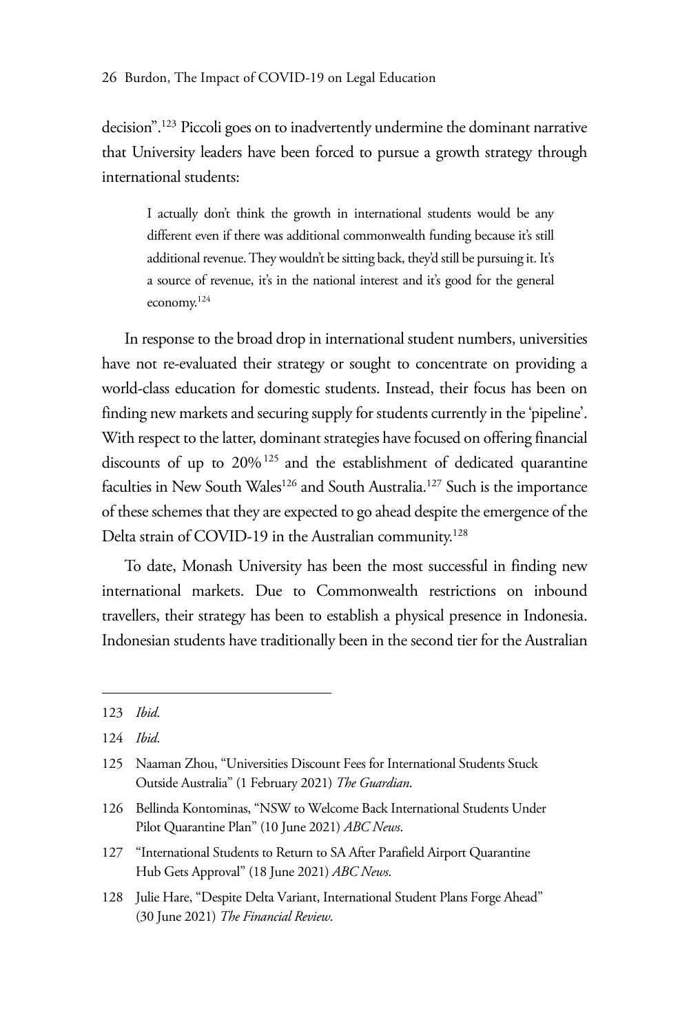decision".[123] Piccoli goes on to inadvertently undermine the dominant narrative that University leaders have been forced to pursue a growth strategy through international students:

> I actually don't think the growth in international students would be any different even if there was additional commonwealth funding because it's still additional revenue. They wouldn't be sitting back, they'd still be pursuing it. It's a source of revenue, it's in the national interest and it's good for the general economy.[124]

In response to the broad drop in international student numbers, universities have not re-evaluated their strategy or sought to concentrate on providing a world-class education for domestic students. Instead, their focus has been on finding new markets and securing supply for students currently in the 'pipeline'. With respect to the latter, dominant strategies have focused on offering financial discounts of up to 20%[125] and the establishment of dedicated quarantine faculties in New South Wales[126] and South Australia.[127] Such is the importance of these schemes that they are expected to go ahead despite the emergence of the Delta strain of COVID-19 in the Australian community.[128]

To date, Monash University has been the most successful in finding new international markets. Due to Commonwealth restrictions on inbound travellers, their strategy has been to establish a physical presence in Indonesia. Indonesian students have traditionally been in the second tier for the Australian

---

123 *Ibid.*

124 *Ibid.*

125 Naaman Zhou, "Universities Discount Fees for International Students Stuck Outside Australia" (1 February 2021) *The Guardian*.

126 Bellinda Kontominas, "NSW to Welcome Back International Students Under Pilot Quarantine Plan" (10 June 2021) *ABC News*.

127 "International Students to Return to SA After Parafield Airport Quarantine Hub Gets Approval" (18 June 2021) *ABC News*.

128 Julie Hare, "Despite Delta Variant, International Student Plans Forge Ahead" (30 June 2021) *The Financial Review*.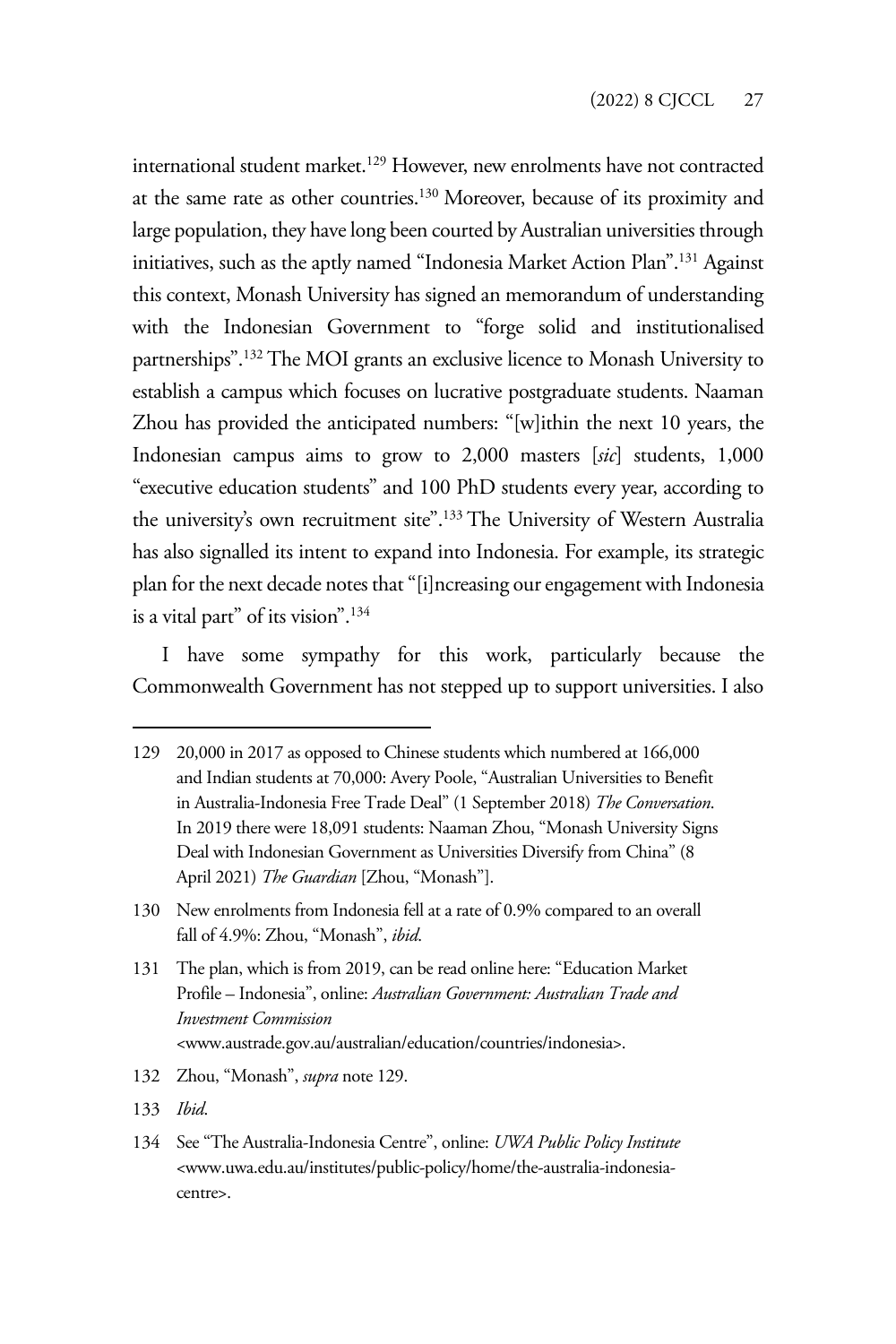international student market.[129] However, new enrolments have not contracted at the same rate as other countries.[130] Moreover, because of its proximity and large population, they have long been courted by Australian universities through initiatives, such as the aptly named "Indonesia Market Action Plan".[131] Against this context, Monash University has signed an memorandum of understanding with the Indonesian Government to "forge solid and institutionalised partnerships".[132] The MOI grants an exclusive licence to Monash University to establish a campus which focuses on lucrative postgraduate students. Naaman Zhou has provided the anticipated numbers: "[w]ithin the next 10 years, the Indonesian campus aims to grow to 2,000 masters [*sic*] students, 1,000 "executive education students" and 100 PhD students every year, according to the university's own recruitment site".[133] The University of Western Australia has also signalled its intent to expand into Indonesia. For example, its strategic plan for the next decade notes that "[i]ncreasing our engagement with Indonesia is a vital part" of its vision".[134]

I have some sympathy for this work, particularly because the Commonwealth Government has not stepped up to support universities. I also

---

129 20,000 in 2017 as opposed to Chinese students which numbered at 166,000 and Indian students at 70,000: Avery Poole, "Australian Universities to Benefit in Australia-Indonesia Free Trade Deal" (1 September 2018) *The Conversation*. In 2019 there were 18,091 students: Naaman Zhou, "Monash University Signs Deal with Indonesian Government as Universities Diversify from China" (8 April 2021) *The Guardian* [Zhou, "Monash"].

130 New enrolments from Indonesia fell at a rate of 0.9% compared to an overall fall of 4.9%: Zhou, "Monash", *ibid*.

131 The plan, which is from 2019, can be read online here: "Education Market Profile – Indonesia", online: *Australian Government: Australian Trade and Investment Commission* <www.austrade.gov.au/australian/education/countries/indonesia>.

132 Zhou, "Monash", *supra* note 129.

133 *Ibid*.

134 See "The Australia-Indonesia Centre", online: *UWA Public Policy Institute* <www.uwa.edu.au/institutes/public-policy/home/the-australia-indonesia-centre>.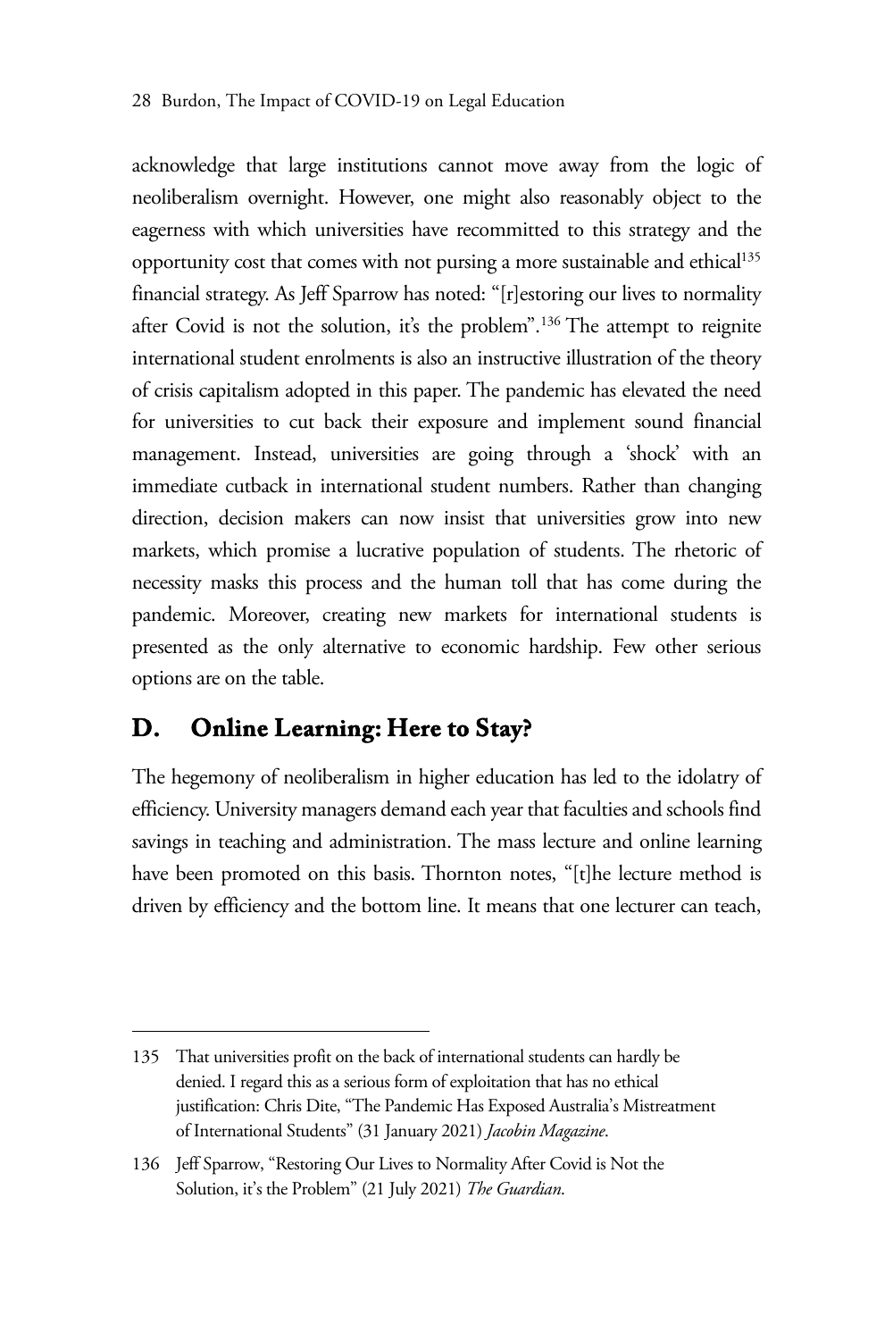acknowledge that large institutions cannot move away from the logic of neoliberalism overnight. However, one might also reasonably object to the eagerness with which universities have recommitted to this strategy and the opportunity cost that comes with not pursing a more sustainable and ethical[135] financial strategy. As Jeff Sparrow has noted: "[r]estoring our lives to normality after Covid is not the solution, it's the problem".[136] The attempt to reignite international student enrolments is also an instructive illustration of the theory of crisis capitalism adopted in this paper. The pandemic has elevated the need for universities to cut back their exposure and implement sound financial management. Instead, universities are going through a 'shock' with an immediate cutback in international student numbers. Rather than changing direction, decision makers can now insist that universities grow into new markets, which promise a lucrative population of students. The rhetoric of necessity masks this process and the human toll that has come during the pandemic. Moreover, creating new markets for international students is presented as the only alternative to economic hardship. Few other serious options are on the table.

## D. Online Learning: Here to Stay?

The hegemony of neoliberalism in higher education has led to the idolatry of efficiency. University managers demand each year that faculties and schools find savings in teaching and administration. The mass lecture and online learning have been promoted on this basis. Thornton notes, "[t]he lecture method is driven by efficiency and the bottom line. It means that one lecturer can teach,

---

135 That universities profit on the back of international students can hardly be denied. I regard this as a serious form of exploitation that has no ethical justification: Chris Dite, "The Pandemic Has Exposed Australia's Mistreatment of International Students" (31 January 2021) *Jacobin Magazine*.

136 Jeff Sparrow, "Restoring Our Lives to Normality After Covid is Not the Solution, it's the Problem" (21 July 2021) *The Guardian*.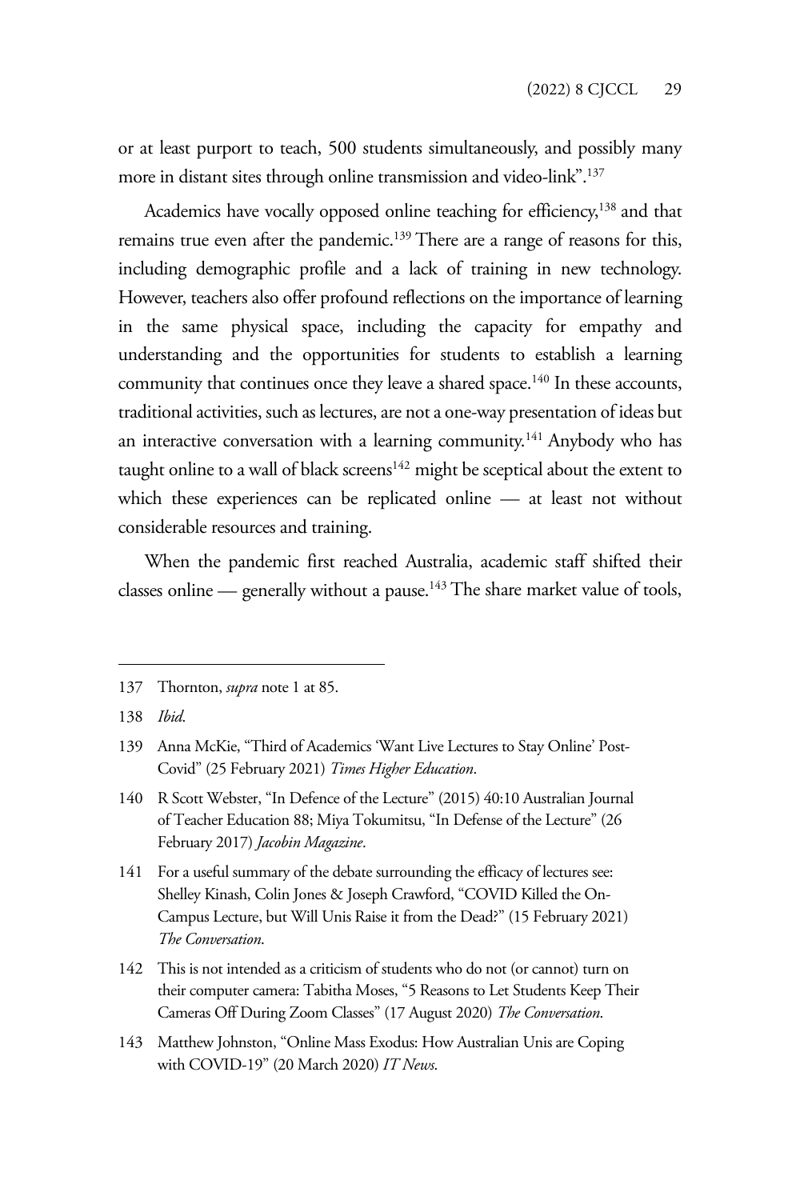or at least purport to teach, 500 students simultaneously, and possibly many more in distant sites through online transmission and video-link".[137]

Academics have vocally opposed online teaching for efficiency,[138] and that remains true even after the pandemic.[139] There are a range of reasons for this, including demographic profile and a lack of training in new technology. However, teachers also offer profound reflections on the importance of learning in the same physical space, including the capacity for empathy and understanding and the opportunities for students to establish a learning community that continues once they leave a shared space.[140] In these accounts, traditional activities, such as lectures, are not a one-way presentation of ideas but an interactive conversation with a learning community.[141] Anybody who has taught online to a wall of black screens[142] might be sceptical about the extent to which these experiences can be replicated online — at least not without considerable resources and training.

When the pandemic first reached Australia, academic staff shifted their classes online — generally without a pause.[143] The share market value of tools,

---

137 Thornton, *supra* note 1 at 85.

138 *Ibid*.

139 Anna McKie, "Third of Academics 'Want Live Lectures to Stay Online' Post-Covid" (25 February 2021) *Times Higher Education*.

140 R Scott Webster, "In Defence of the Lecture" (2015) 40:10 Australian Journal of Teacher Education 88; Miya Tokumitsu, "In Defense of the Lecture" (26 February 2017) *Jacobin Magazine*.

141 For a useful summary of the debate surrounding the efficacy of lectures see: Shelley Kinash, Colin Jones & Joseph Crawford, "COVID Killed the On-Campus Lecture, but Will Unis Raise it from the Dead?" (15 February 2021) *The Conversation*.

142 This is not intended as a criticism of students who do not (or cannot) turn on their computer camera: Tabitha Moses, "5 Reasons to Let Students Keep Their Cameras Off During Zoom Classes" (17 August 2020) *The Conversation*.

143 Matthew Johnston, "Online Mass Exodus: How Australian Unis are Coping with COVID-19" (20 March 2020) *IT News*.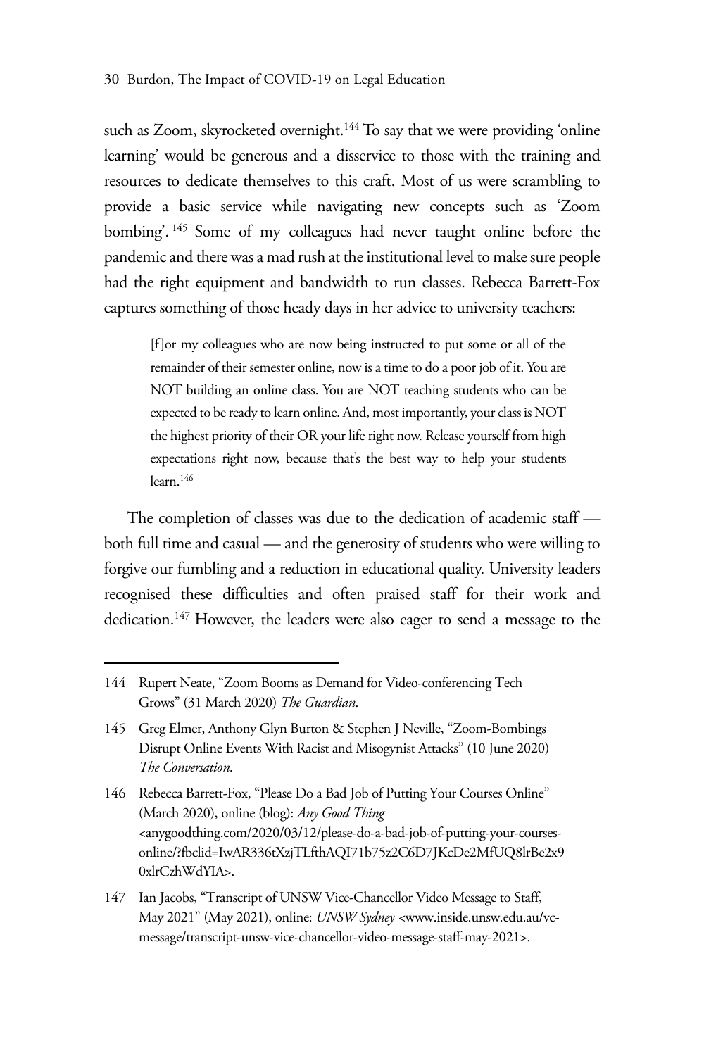such as Zoom, skyrocketed overnight.[144] To say that we were providing 'online learning' would be generous and a disservice to those with the training and resources to dedicate themselves to this craft. Most of us were scrambling to provide a basic service while navigating new concepts such as 'Zoom bombing'.[145] Some of my colleagues had never taught online before the pandemic and there was a mad rush at the institutional level to make sure people had the right equipment and bandwidth to run classes. Rebecca Barrett-Fox captures something of those heady days in her advice to university teachers:

> [f]or my colleagues who are now being instructed to put some or all of the remainder of their semester online, now is a time to do a poor job of it. You are NOT building an online class. You are NOT teaching students who can be expected to be ready to learn online. And, most importantly, your class is NOT the highest priority of their OR your life right now. Release yourself from high expectations right now, because that's the best way to help your students learn.[146]

The completion of classes was due to the dedication of academic staff — both full time and casual — and the generosity of students who were willing to forgive our fumbling and a reduction in educational quality. University leaders recognised these difficulties and often praised staff for their work and dedication.[147] However, the leaders were also eager to send a message to the

---

144 Rupert Neate, "Zoom Booms as Demand for Video-conferencing Tech Grows" (31 March 2020) *The Guardian*.

145 Greg Elmer, Anthony Glyn Burton & Stephen J Neville, "Zoom-Bombings Disrupt Online Events With Racist and Misogynist Attacks" (10 June 2020) *The Conversation*.

146 Rebecca Barrett-Fox, "Please Do a Bad Job of Putting Your Courses Online" (March 2020), online (blog): *Any Good Thing* <anygoodthing.com/2020/03/12/please-do-a-bad-job-of-putting-your-courses-online/?fbclid=IwAR336tXzjTLfthAQI71b75z2C6D7JKcDe2MfUQ8lrBe2x90xlrCzhWdYIA>.

147 Ian Jacobs, "Transcript of UNSW Vice-Chancellor Video Message to Staff, May 2021" (May 2021), online: *UNSW Sydney* <www.inside.unsw.edu.au/vc-message/transcript-unsw-vice-chancellor-video-message-staff-may-2021>.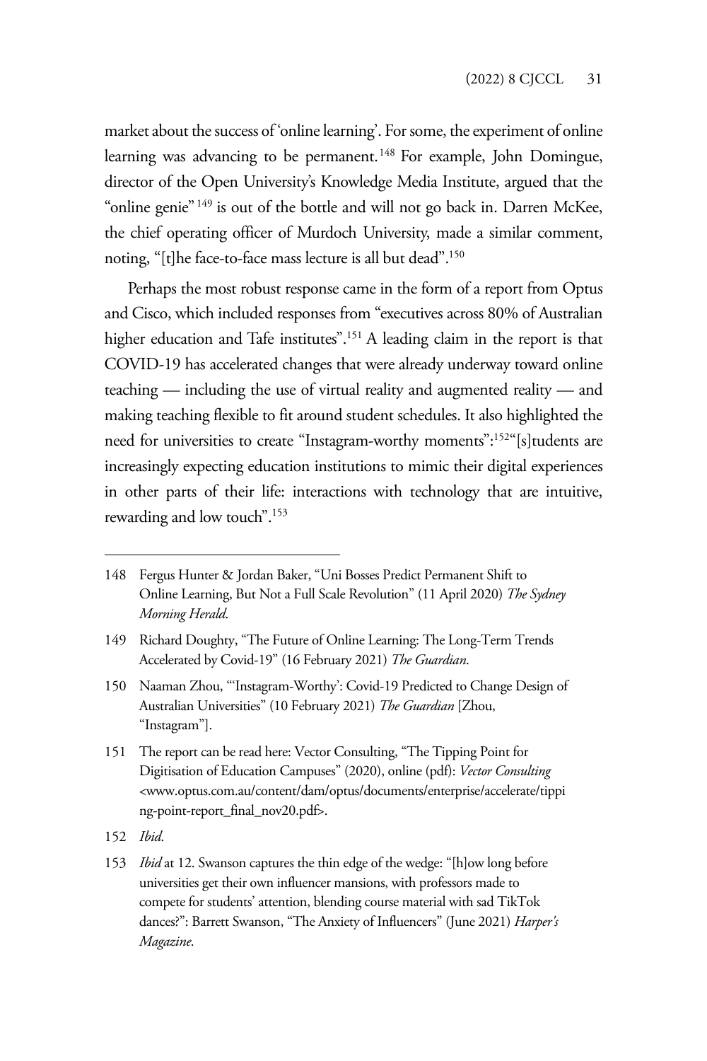market about the success of 'online learning'. For some, the experiment of online learning was advancing to be permanent.[148] For example, John Domingue, director of the Open University's Knowledge Media Institute, argued that the "online genie"[149] is out of the bottle and will not go back in. Darren McKee, the chief operating officer of Murdoch University, made a similar comment, noting, "[t]he face-to-face mass lecture is all but dead".[150]

Perhaps the most robust response came in the form of a report from Optus and Cisco, which included responses from "executives across 80% of Australian higher education and Tafe institutes".[151] A leading claim in the report is that COVID-19 has accelerated changes that were already underway toward online teaching — including the use of virtual reality and augmented reality — and making teaching flexible to fit around student schedules. It also highlighted the need for universities to create "Instagram-worthy moments":[152] "[s]tudents are increasingly expecting education institutions to mimic their digital experiences in other parts of their life: interactions with technology that are intuitive, rewarding and low touch".[153]

---

148 Fergus Hunter & Jordan Baker, "Uni Bosses Predict Permanent Shift to Online Learning, But Not a Full Scale Revolution" (11 April 2020) *The Sydney Morning Herald*.

149 Richard Doughty, "The Future of Online Learning: The Long-Term Trends Accelerated by Covid-19" (16 February 2021) *The Guardian*.

150 Naaman Zhou, "'Instagram-Worthy': Covid-19 Predicted to Change Design of Australian Universities" (10 February 2021) *The Guardian* [Zhou, "Instagram"].

151 The report can be read here: Vector Consulting, "The Tipping Point for Digitisation of Education Campuses" (2020), online (pdf): *Vector Consulting* <www.optus.com.au/content/dam/optus/documents/enterprise/accelerate/tipping-point-report_final_nov20.pdf>.

152 *Ibid*.

153 *Ibid* at 12. Swanson captures the thin edge of the wedge: "[h]ow long before universities get their own influencer mansions, with professors made to compete for students' attention, blending course material with sad TikTok dances?": Barrett Swanson, "The Anxiety of Influencers" (June 2021) *Harper's Magazine*.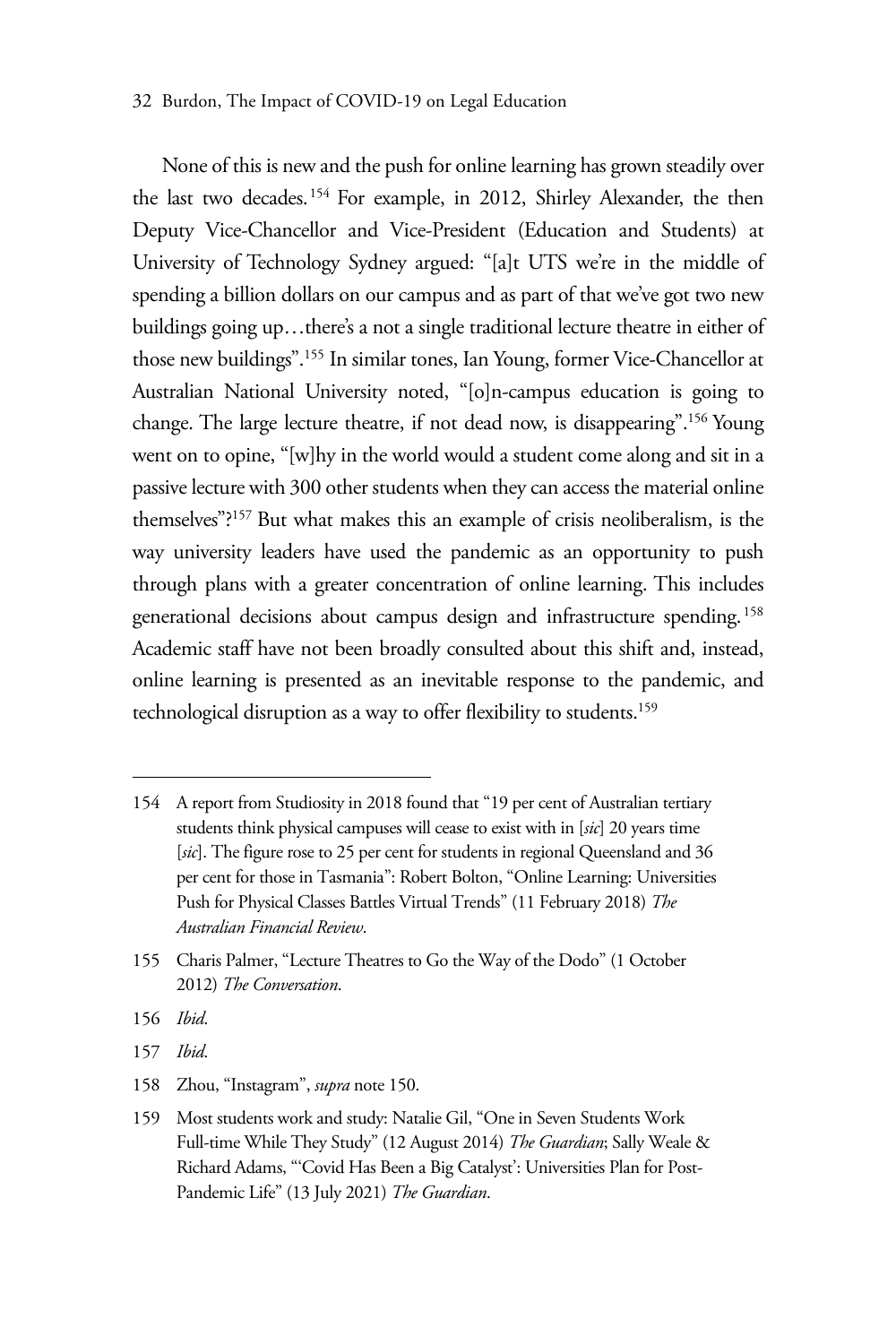None of this is new and the push for online learning has grown steadily over the last two decades.[154] For example, in 2012, Shirley Alexander, the then Deputy Vice-Chancellor and Vice-President (Education and Students) at University of Technology Sydney argued: "[a]t UTS we're in the middle of spending a billion dollars on our campus and as part of that we've got two new buildings going up…there's a not a single traditional lecture theatre in either of those new buildings".[155] In similar tones, Ian Young, former Vice-Chancellor at Australian National University noted, "[o]n-campus education is going to change. The large lecture theatre, if not dead now, is disappearing".[156] Young went on to opine, "[w]hy in the world would a student come along and sit in a passive lecture with 300 other students when they can access the material online themselves"?[157] But what makes this an example of crisis neoliberalism, is the way university leaders have used the pandemic as an opportunity to push through plans with a greater concentration of online learning. This includes generational decisions about campus design and infrastructure spending.[158] Academic staff have not been broadly consulted about this shift and, instead, online learning is presented as an inevitable response to the pandemic, and technological disruption as a way to offer flexibility to students.[159]

---

154 A report from Studiosity in 2018 found that "19 per cent of Australian tertiary students think physical campuses will cease to exist with in [*sic*] 20 years time [*sic*]. The figure rose to 25 per cent for students in regional Queensland and 36 per cent for those in Tasmania": Robert Bolton, "Online Learning: Universities Push for Physical Classes Battles Virtual Trends" (11 February 2018) *The Australian Financial Review*.

155 Charis Palmer, "Lecture Theatres to Go the Way of the Dodo" (1 October 2012) *The Conversation*.

156 *Ibid*.

157 *Ibid*.

158 Zhou, "Instagram", *supra* note 150.

159 Most students work and study: Natalie Gil, "One in Seven Students Work Full-time While They Study" (12 August 2014) *The Guardian*; Sally Weale & Richard Adams, "'Covid Has Been a Big Catalyst': Universities Plan for Post-Pandemic Life" (13 July 2021) *The Guardian*.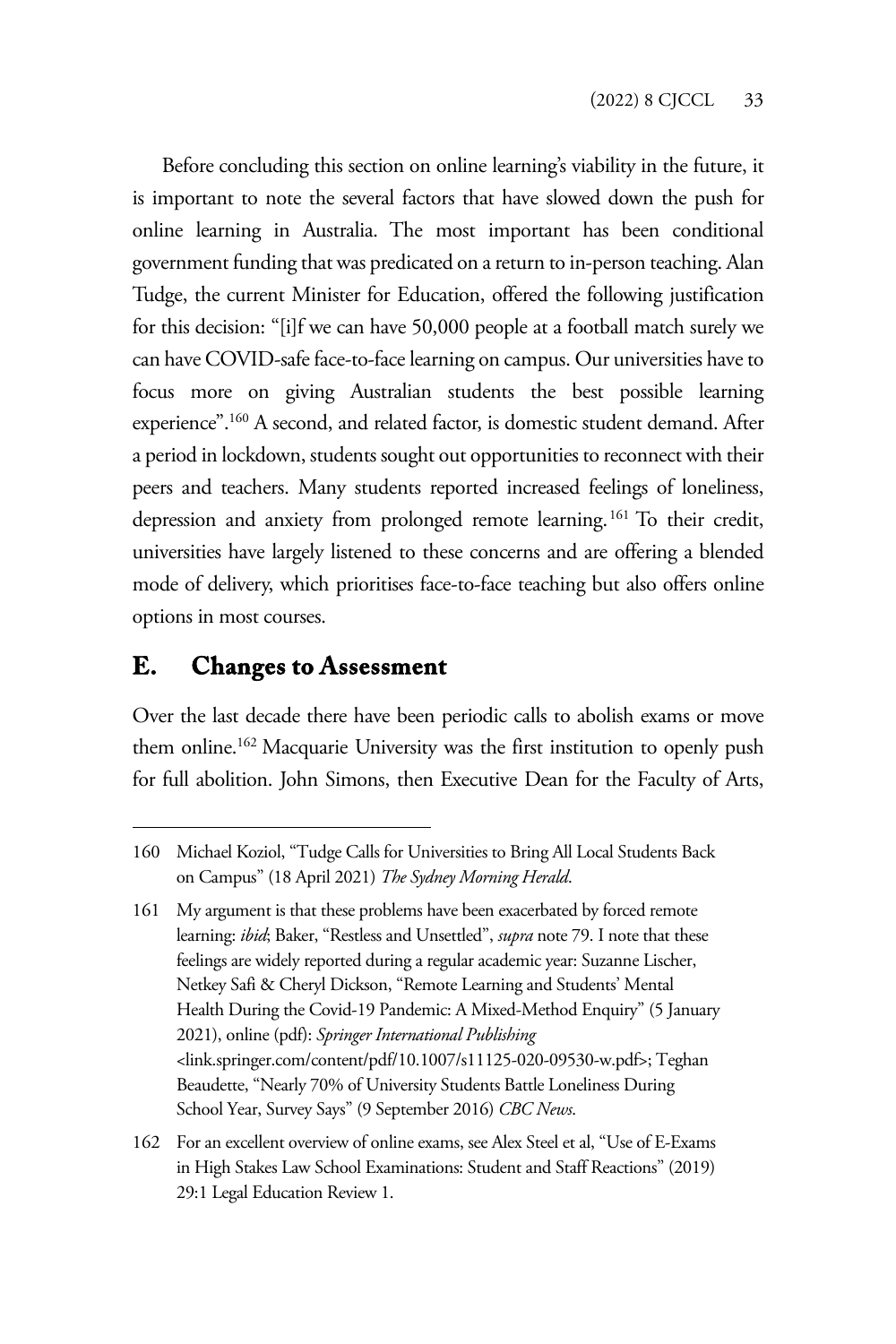Before concluding this section on online learning's viability in the future, it is important to note the several factors that have slowed down the push for online learning in Australia. The most important has been conditional government funding that was predicated on a return to in-person teaching. Alan Tudge, the current Minister for Education, offered the following justification for this decision: "[i]f we can have 50,000 people at a football match surely we can have COVID-safe face-to-face learning on campus. Our universities have to focus more on giving Australian students the best possible learning experience".[160] A second, and related factor, is domestic student demand. After a period in lockdown, students sought out opportunities to reconnect with their peers and teachers. Many students reported increased feelings of loneliness, depression and anxiety from prolonged remote learning.[161] To their credit, universities have largely listened to these concerns and are offering a blended mode of delivery, which prioritises face-to-face teaching but also offers online options in most courses.

## E. Changes to Assessment

Over the last decade there have been periodic calls to abolish exams or move them online.[162] Macquarie University was the first institution to openly push for full abolition. John Simons, then Executive Dean for the Faculty of Arts,

---

160 Michael Koziol, "Tudge Calls for Universities to Bring All Local Students Back on Campus" (18 April 2021) *The Sydney Morning Herald*.

161 My argument is that these problems have been exacerbated by forced remote learning: *ibid*; Baker, "Restless and Unsettled", *supra* note 79. I note that these feelings are widely reported during a regular academic year: Suzanne Lischer, Netkey Safi & Cheryl Dickson, "Remote Learning and Students' Mental Health During the Covid-19 Pandemic: A Mixed-Method Enquiry" (5 January 2021), online (pdf): *Springer International Publishing* <link.springer.com/content/pdf/10.1007/s11125-020-09530-w.pdf>; Teghan Beaudette, "Nearly 70% of University Students Battle Loneliness During School Year, Survey Says" (9 September 2016) *CBC News*.

162 For an excellent overview of online exams, see Alex Steel et al, "Use of E-Exams in High Stakes Law School Examinations: Student and Staff Reactions" (2019) 29:1 Legal Education Review 1.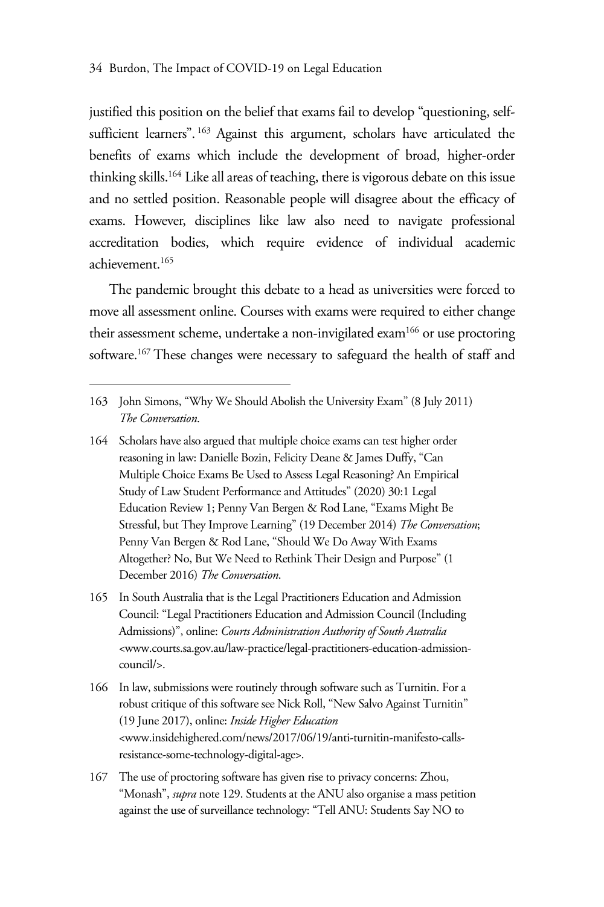justified this position on the belief that exams fail to develop "questioning, self-sufficient learners".[163] Against this argument, scholars have articulated the benefits of exams which include the development of broad, higher-order thinking skills.[164] Like all areas of teaching, there is vigorous debate on this issue and no settled position. Reasonable people will disagree about the efficacy of exams. However, disciplines like law also need to navigate professional accreditation bodies, which require evidence of individual academic achievement.[165]

The pandemic brought this debate to a head as universities were forced to move all assessment online. Courses with exams were required to either change their assessment scheme, undertake a non-invigilated exam[166] or use proctoring software.[167] These changes were necessary to safeguard the health of staff and

---

163 John Simons, "Why We Should Abolish the University Exam" (8 July 2011) *The Conversation*.

164 Scholars have also argued that multiple choice exams can test higher order reasoning in law: Danielle Bozin, Felicity Deane & James Duffy, "Can Multiple Choice Exams Be Used to Assess Legal Reasoning? An Empirical Study of Law Student Performance and Attitudes" (2020) 30:1 Legal Education Review 1; Penny Van Bergen & Rod Lane, "Exams Might Be Stressful, but They Improve Learning" (19 December 2014) *The Conversation*; Penny Van Bergen & Rod Lane, "Should We Do Away With Exams Altogether? No, But We Need to Rethink Their Design and Purpose" (1 December 2016) *The Conversation*.

165 In South Australia that is the Legal Practitioners Education and Admission Council: "Legal Practitioners Education and Admission Council (Including Admissions)", online: *Courts Administration Authority of South Australia* <www.courts.sa.gov.au/law-practice/legal-practitioners-education-admission-council/>.

166 In law, submissions were routinely through software such as Turnitin. For a robust critique of this software see Nick Roll, "New Salvo Against Turnitin" (19 June 2017), online: *Inside Higher Education* <www.insidehighered.com/news/2017/06/19/anti-turnitin-manifesto-calls-resistance-some-technology-digital-age>.

167 The use of proctoring software has given rise to privacy concerns: Zhou, "Monash", *supra* note 129. Students at the ANU also organise a mass petition against the use of surveillance technology: "Tell ANU: Students Say NO to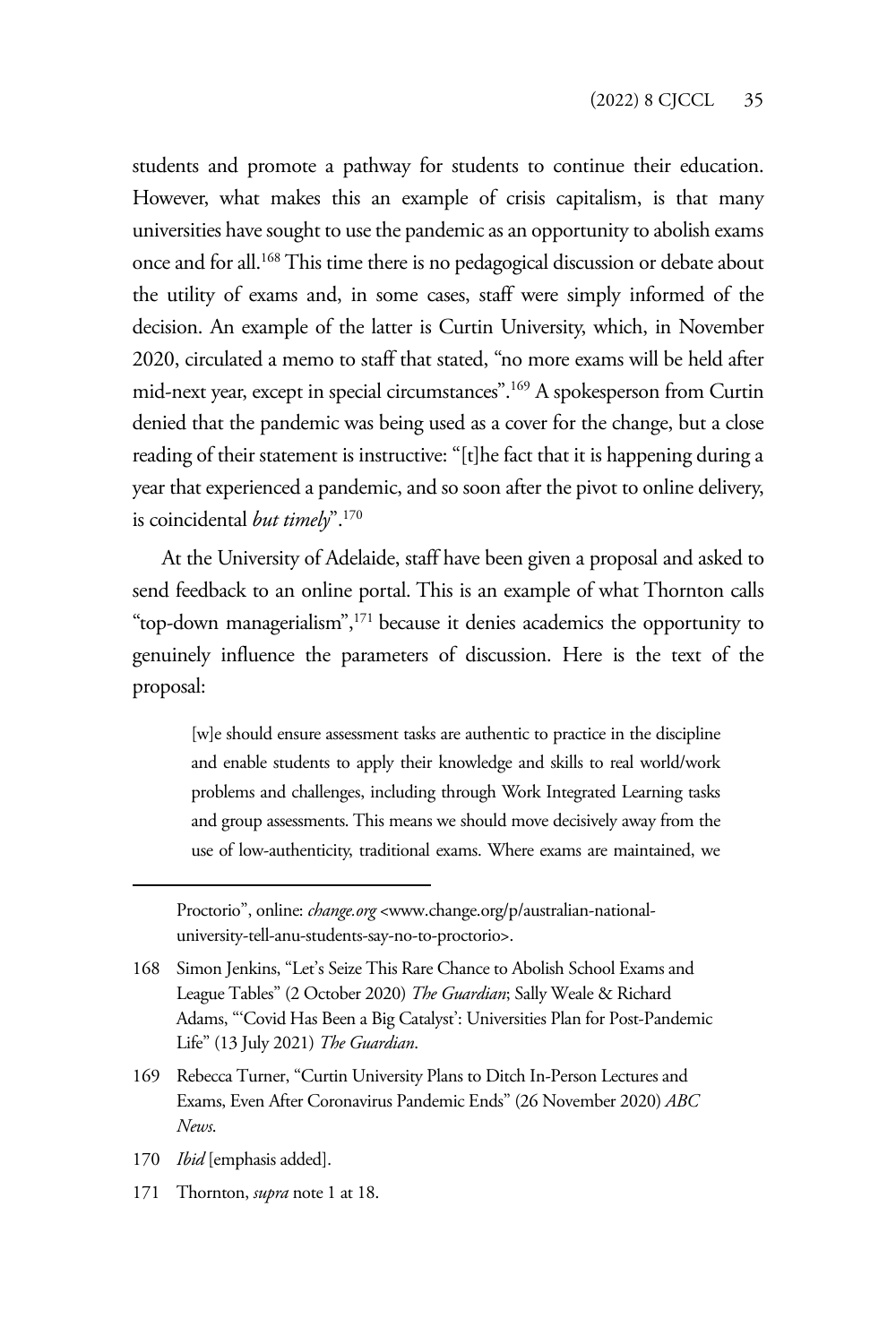students and promote a pathway for students to continue their education. However, what makes this an example of crisis capitalism, is that many universities have sought to use the pandemic as an opportunity to abolish exams once and for all.[168] This time there is no pedagogical discussion or debate about the utility of exams and, in some cases, staff were simply informed of the decision. An example of the latter is Curtin University, which, in November 2020, circulated a memo to staff that stated, "no more exams will be held after mid-next year, except in special circumstances".[169] A spokesperson from Curtin denied that the pandemic was being used as a cover for the change, but a close reading of their statement is instructive: "[t]he fact that it is happening during a year that experienced a pandemic, and so soon after the pivot to online delivery, is coincidental *but timely*".[170]

At the University of Adelaide, staff have been given a proposal and asked to send feedback to an online portal. This is an example of what Thornton calls "top-down managerialism",[171] because it denies academics the opportunity to genuinely influence the parameters of discussion. Here is the text of the proposal:

> [w]e should ensure assessment tasks are authentic to practice in the discipline and enable students to apply their knowledge and skills to real world/work problems and challenges, including through Work Integrated Learning tasks and group assessments. This means we should move decisively away from the use of low-authenticity, traditional exams. Where exams are maintained, we

---

Proctorio", online: *change.org* <www.change.org/p/australian-national-university-tell-anu-students-say-no-to-proctorio>.

168 Simon Jenkins, "Let's Seize This Rare Chance to Abolish School Exams and League Tables" (2 October 2020) *The Guardian*; Sally Weale & Richard Adams, "'Covid Has Been a Big Catalyst': Universities Plan for Post-Pandemic Life" (13 July 2021) *The Guardian*.

169 Rebecca Turner, "Curtin University Plans to Ditch In-Person Lectures and Exams, Even After Coronavirus Pandemic Ends" (26 November 2020) *ABC News*.

170 *Ibid* [emphasis added].

171 Thornton, *supra* note 1 at 18.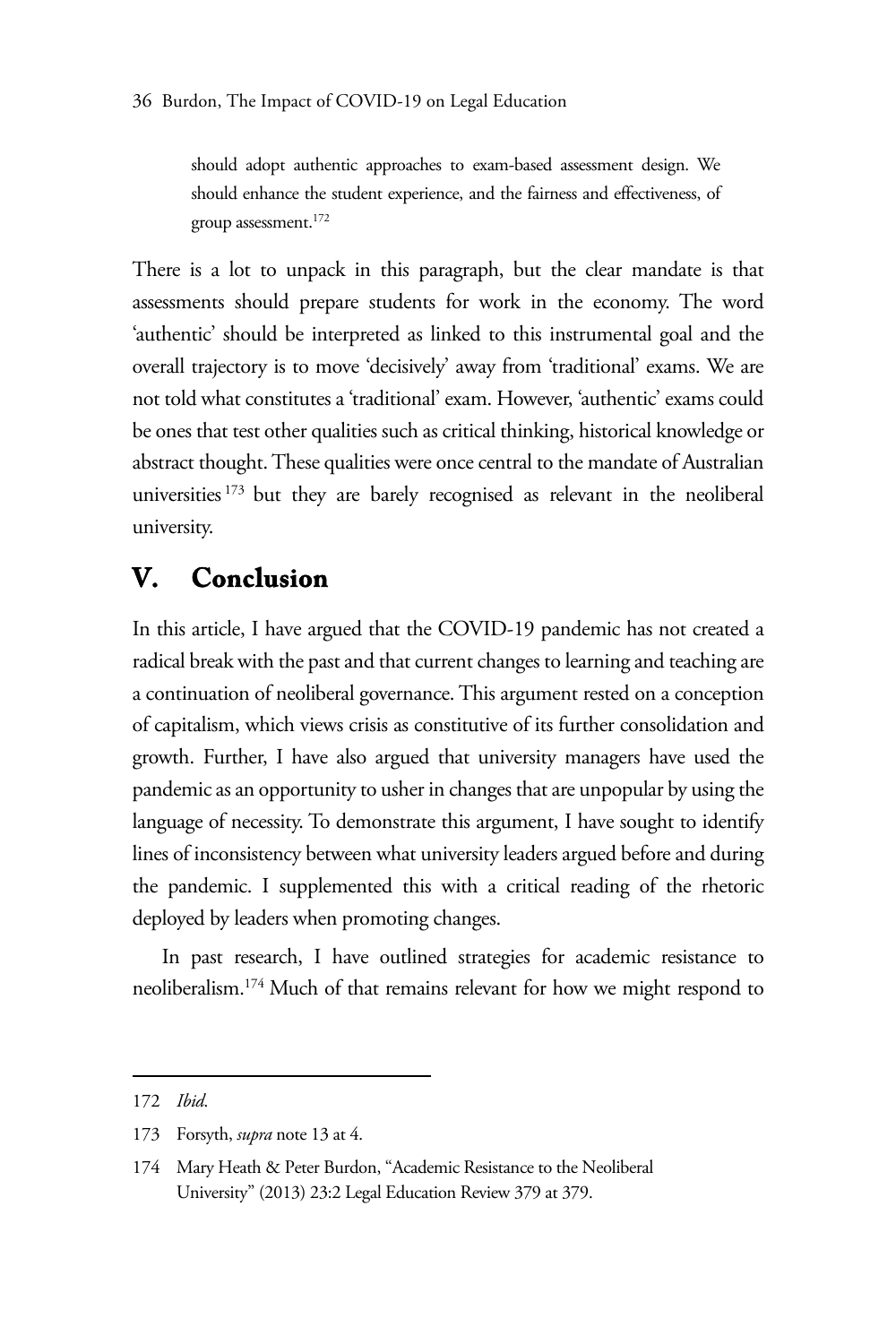> should adopt authentic approaches to exam-based assessment design. We should enhance the student experience, and the fairness and effectiveness, of group assessment.[172]

There is a lot to unpack in this paragraph, but the clear mandate is that assessments should prepare students for work in the economy. The word 'authentic' should be interpreted as linked to this instrumental goal and the overall trajectory is to move 'decisively' away from 'traditional' exams. We are not told what constitutes a 'traditional' exam. However, 'authentic' exams could be ones that test other qualities such as critical thinking, historical knowledge or abstract thought. These qualities were once central to the mandate of Australian universities[173] but they are barely recognised as relevant in the neoliberal university.

## V. Conclusion

In this article, I have argued that the COVID-19 pandemic has not created a radical break with the past and that current changes to learning and teaching are a continuation of neoliberal governance. This argument rested on a conception of capitalism, which views crisis as constitutive of its further consolidation and growth. Further, I have also argued that university managers have used the pandemic as an opportunity to usher in changes that are unpopular by using the language of necessity. To demonstrate this argument, I have sought to identify lines of inconsistency between what university leaders argued before and during the pandemic. I supplemented this with a critical reading of the rhetoric deployed by leaders when promoting changes.

In past research, I have outlined strategies for academic resistance to neoliberalism.[174] Much of that remains relevant for how we might respond to

---

172 *Ibid.*

173 Forsyth, *supra* note 13 at 4.

174 Mary Heath & Peter Burdon, "Academic Resistance to the Neoliberal University" (2013) 23:2 Legal Education Review 379 at 379.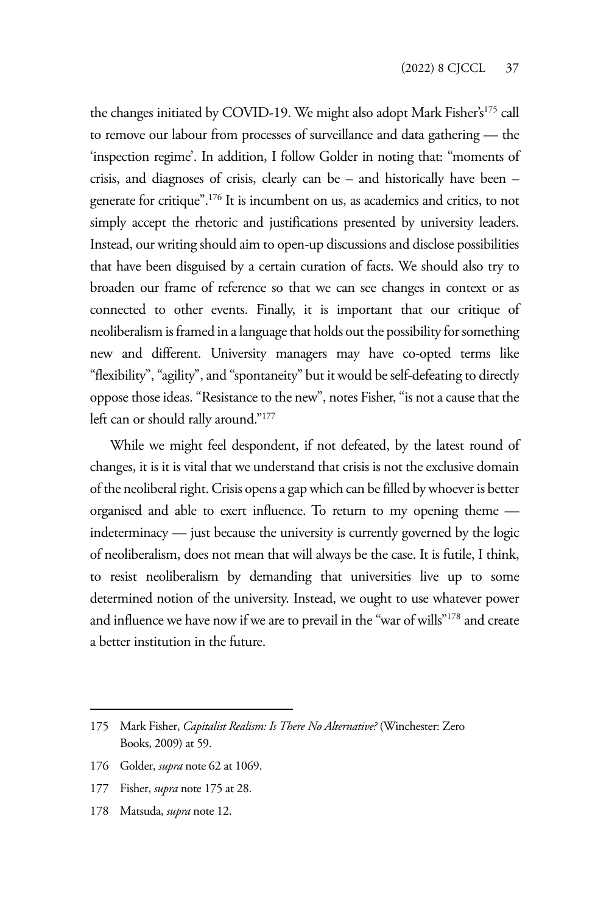the changes initiated by COVID-19. We might also adopt Mark Fisher's[175] call to remove our labour from processes of surveillance and data gathering — the 'inspection regime'. In addition, I follow Golder in noting that: "moments of crisis, and diagnoses of crisis, clearly can be – and historically have been – generate for critique".[176] It is incumbent on us, as academics and critics, to not simply accept the rhetoric and justifications presented by university leaders. Instead, our writing should aim to open-up discussions and disclose possibilities that have been disguised by a certain curation of facts. We should also try to broaden our frame of reference so that we can see changes in context or as connected to other events. Finally, it is important that our critique of neoliberalism is framed in a language that holds out the possibility for something new and different. University managers may have co-opted terms like "flexibility", "agility", and "spontaneity" but it would be self-defeating to directly oppose those ideas. "Resistance to the new", notes Fisher, "is not a cause that the left can or should rally around."[177]

While we might feel despondent, if not defeated, by the latest round of changes, it is it is vital that we understand that crisis is not the exclusive domain of the neoliberal right. Crisis opens a gap which can be filled by whoever is better organised and able to exert influence. To return to my opening theme — indeterminacy — just because the university is currently governed by the logic of neoliberalism, does not mean that will always be the case. It is futile, I think, to resist neoliberalism by demanding that universities live up to some determined notion of the university. Instead, we ought to use whatever power and influence we have now if we are to prevail in the "war of wills"[178] and create a better institution in the future.

---

175 Mark Fisher, *Capitalist Realism: Is There No Alternative?* (Winchester: Zero Books, 2009) at 59.

176 Golder, *supra* note 62 at 1069.

177 Fisher, *supra* note 175 at 28.

178 Matsuda, *supra* note 12.